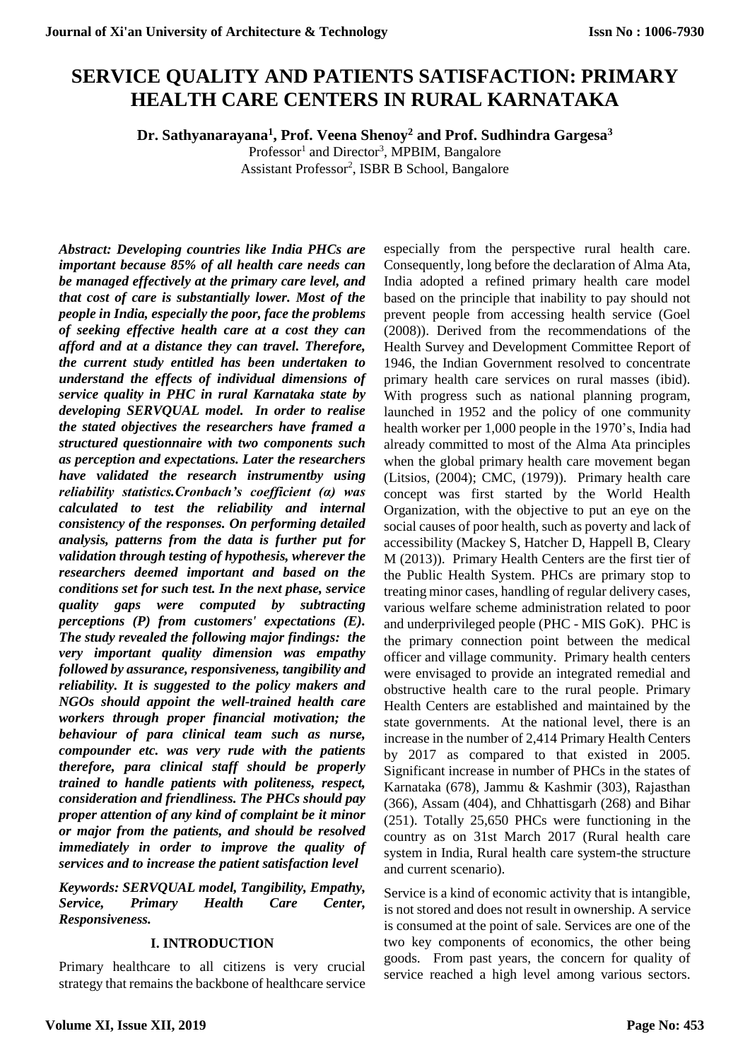# SERVICE QUALITY AND PATIENTS SATISFACTION: PRIMARY HEALTH CARE CENTERS IN RURAL KARNATAKA

**Dr. Sathyanarayana[1], Prof. Veena Shenoy[2] and Prof. Sudhindra Gargesa[3]**

Professor[1] and Director[3], MPBIM, Bangalore
Assistant Professor[2], ISBR B School, Bangalore

***Abstract: Developing countries like India PHCs are important because 85% of all health care needs can be managed effectively at the primary care level, and that cost of care is substantially lower. Most of the people in India, especially the poor, face the problems of seeking effective health care at a cost they can afford and at a distance they can travel. Therefore, the current study entitled has been undertaken to understand the effects of individual dimensions of service quality in PHC in rural Karnataka state by developing SERVQUAL model. In order to realise the stated objectives the researchers have framed a structured questionnaire with two components such as perception and expectations. Later the researchers have validated the research instrumentby using reliability statistics.Cronbach's coefficient (α) was calculated to test the reliability and internal consistency of the responses. On performing detailed analysis, patterns from the data is further put for validation through testing of hypothesis, wherever the researchers deemed important and based on the conditions set for such test. In the next phase, service quality gaps were computed by subtracting perceptions (P) from customers' expectations (E). The study revealed the following major findings: the very important quality dimension was empathy followed by assurance, responsiveness, tangibility and reliability. It is suggested to the policy makers and NGOs should appoint the well-trained health care workers through proper financial motivation; the behaviour of para clinical team such as nurse, compounder etc. was very rude with the patients therefore, para clinical staff should be properly trained to handle patients with politeness, respect, consideration and friendliness. The PHCs should pay proper attention of any kind of complaint be it minor or major from the patients, and should be resolved immediately in order to improve the quality of services and to increase the patient satisfaction level***

***Keywords: SERVQUAL model, Tangibility, Empathy, Service, Primary Health Care Center, Responsiveness.***

## I. INTRODUCTION

Primary healthcare to all citizens is very crucial strategy that remains the backbone of healthcare service especially from the perspective rural health care. Consequently, long before the declaration of Alma Ata, India adopted a refined primary health care model based on the principle that inability to pay should not prevent people from accessing health service (Goel (2008)). Derived from the recommendations of the Health Survey and Development Committee Report of 1946, the Indian Government resolved to concentrate primary health care services on rural masses (ibid). With progress such as national planning program, launched in 1952 and the policy of one community health worker per 1,000 people in the 1970's, India had already committed to most of the Alma Ata principles when the global primary health care movement began (Litsios, (2004); CMC, (1979)). Primary health care concept was first started by the World Health Organization, with the objective to put an eye on the social causes of poor health, such as poverty and lack of accessibility (Mackey S, Hatcher D, Happell B, Cleary M (2013)). Primary Health Centers are the first tier of the Public Health System. PHCs are primary stop to treating minor cases, handling of regular delivery cases, various welfare scheme administration related to poor and underprivileged people (PHC - MIS GoK). PHC is the primary connection point between the medical officer and village community. Primary health centers were envisaged to provide an integrated remedial and obstructive health care to the rural people. Primary Health Centers are established and maintained by the state governments. At the national level, there is an increase in the number of 2,414 Primary Health Centers by 2017 as compared to that existed in 2005. Significant increase in number of PHCs in the states of Karnataka (678), Jammu & Kashmir (303), Rajasthan (366), Assam (404), and Chhattisgarh (268) and Bihar (251). Totally 25,650 PHCs were functioning in the country as on 31st March 2017 (Rural health care system in India, Rural health care system-the structure and current scenario).

Service is a kind of economic activity that is intangible, is not stored and does not result in ownership. A service is consumed at the point of sale. Services are one of the two key components of economics, the other being goods. From past years, the concern for quality of service reached a high level among various sectors.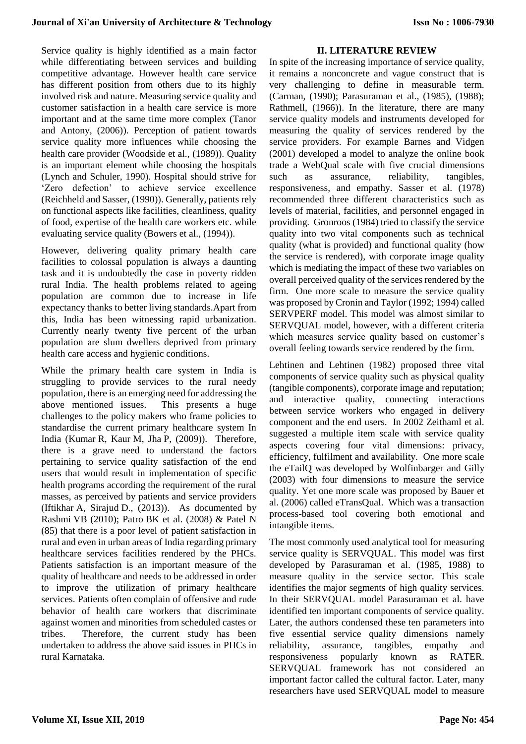Service quality is highly identified as a main factor while differentiating between services and building competitive advantage. However health care service has different position from others due to its highly involved risk and nature. Measuring service quality and customer satisfaction in a health care service is more important and at the same time more complex (Tanor and Antony, (2006)). Perception of patient towards service quality more influences while choosing the health care provider (Woodside et al., (1989)). Quality is an important element while choosing the hospitals (Lynch and Schuler, 1990). Hospital should strive for 'Zero defection' to achieve service excellence (Reichheld and Sasser, (1990)). Generally, patients rely on functional aspects like facilities, cleanliness, quality of food, expertise of the health care workers etc. while evaluating service quality (Bowers et al., (1994)).

However, delivering quality primary health care facilities to colossal population is always a daunting task and it is undoubtedly the case in poverty ridden rural India. The health problems related to ageing population are common due to increase in life expectancy thanks to better living standards.Apart from this, India has been witnessing rapid urbanization. Currently nearly twenty five percent of the urban population are slum dwellers deprived from primary health care access and hygienic conditions.

While the primary health care system in India is struggling to provide services to the rural needy population, there is an emerging need for addressing the above mentioned issues. This presents a huge challenges to the policy makers who frame policies to standardise the current primary healthcare system In India (Kumar R, Kaur M, Jha P, (2009)). Therefore, there is a grave need to understand the factors pertaining to service quality satisfaction of the end users that would result in implementation of specific health programs according the requirement of the rural masses, as perceived by patients and service providers (Iftikhar A, Sirajud D., (2013)). As documented by Rashmi VB (2010); Patro BK et al. (2008) & Patel N (85) that there is a poor level of patient satisfaction in rural and even in urban areas of India regarding primary healthcare services facilities rendered by the PHCs. Patients satisfaction is an important measure of the quality of healthcare and needs to be addressed in order to improve the utilization of primary healthcare services. Patients often complain of offensive and rude behavior of health care workers that discriminate against women and minorities from scheduled castes or tribes. Therefore, the current study has been undertaken to address the above said issues in PHCs in rural Karnataka.

## II. LITERATURE REVIEW

In spite of the increasing importance of service quality, it remains a nonconcrete and vague construct that is very challenging to define in measurable term. (Carman, (1990); Parasuraman et al., (1985), (1988); Rathmell, (1966)). In the literature, there are many service quality models and instruments developed for measuring the quality of services rendered by the service providers. For example Barnes and Vidgen (2001) developed a model to analyze the online book trade a WebQual scale with five crucial dimensions such as assurance, reliability, tangibles, responsiveness, and empathy. Sasser et al. (1978) recommended three different characteristics such as levels of material, facilities, and personnel engaged in providing. Gronroos (1984) tried to classify the service quality into two vital components such as technical quality (what is provided) and functional quality (how the service is rendered), with corporate image quality which is mediating the impact of these two variables on overall perceived quality of the services rendered by the firm. One more scale to measure the service quality was proposed by Cronin and Taylor (1992; 1994) called SERVPERF model. This model was almost similar to SERVQUAL model, however, with a different criteria which measures service quality based on customer's overall feeling towards service rendered by the firm.

Lehtinen and Lehtinen (1982) proposed three vital components of service quality such as physical quality (tangible components), corporate image and reputation; and interactive quality, connecting interactions between service workers who engaged in delivery component and the end users. In 2002 Zeithaml et al. suggested a multiple item scale with service quality aspects covering four vital dimensions: privacy, efficiency, fulfilment and availability. One more scale the eTailQ was developed by Wolfinbarger and Gilly (2003) with four dimensions to measure the service quality. Yet one more scale was proposed by Bauer et al. (2006) called eTransQual. Which was a transaction process-based tool covering both emotional and intangible items.

The most commonly used analytical tool for measuring service quality is SERVQUAL. This model was first developed by Parasuraman et al. (1985, 1988) to measure quality in the service sector. This scale identifies the major segments of high quality services. In their SERVQUAL model Parasuraman et al. have identified ten important components of service quality. Later, the authors condensed these ten parameters into five essential service quality dimensions namely reliability, assurance, tangibles, empathy and responsiveness popularly known as RATER. SERVQUAL framework has not considered an important factor called the cultural factor. Later, many researchers have used SERVQUAL model to measure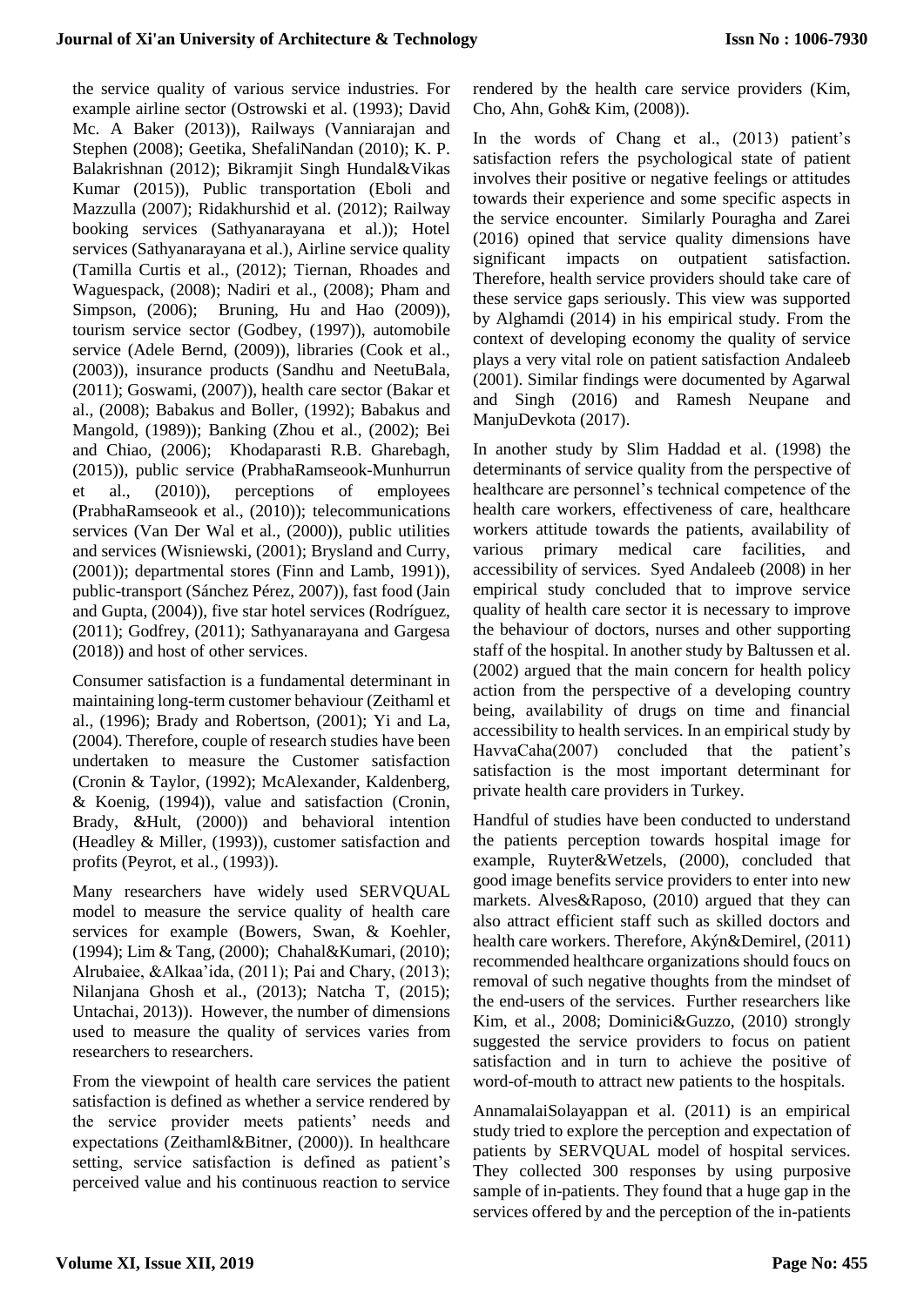the service quality of various service industries. For example airline sector (Ostrowski et al. (1993); David Mc. A Baker (2013)), Railways (Vanniarajan and Stephen (2008); Geetika, ShefaliNandan (2010); K. P. Balakrishnan (2012); Bikramjit Singh Hundal&Vikas Kumar (2015)), Public transportation (Eboli and Mazzulla (2007); Ridakhurshid et al. (2012); Railway booking services (Sathyanarayana et al.)); Hotel services (Sathyanarayana et al.), Airline service quality (Tamilla Curtis et al., (2012); Tiernan, Rhoades and Waguespack, (2008); Nadiri et al., (2008); Pham and Simpson, (2006); Bruning, Hu and Hao (2009)), tourism service sector (Godbey, (1997)), automobile service (Adele Bernd, (2009)), libraries (Cook et al., (2003)), insurance products (Sandhu and NeetuBala, (2011); Goswami, (2007)), health care sector (Bakar et al., (2008); Babakus and Boller, (1992); Babakus and Mangold, (1989)); Banking (Zhou et al., (2002); Bei and Chiao, (2006); Khodaparasti R.B. Gharebagh, (2015)), public service (PrabhaRamseook-Munhurrun et al., (2010)), perceptions of employees (PrabhaRamseook et al., (2010)); telecommunications services (Van Der Wal et al., (2000)), public utilities and services (Wisniewski, (2001); Brysland and Curry, (2001)); departmental stores (Finn and Lamb, 1991)), public-transport (Sánchez Pérez, 2007)), fast food (Jain and Gupta, (2004)), five star hotel services (Rodríguez, (2011); Godfrey, (2011); Sathyanarayana and Gargesa (2018)) and host of other services.

Consumer satisfaction is a fundamental determinant in maintaining long-term customer behaviour (Zeithaml et al., (1996); Brady and Robertson, (2001); Yi and La, (2004). Therefore, couple of research studies have been undertaken to measure the Customer satisfaction (Cronin & Taylor, (1992); McAlexander, Kaldenberg, & Koenig, (1994)), value and satisfaction (Cronin, Brady, &Hult, (2000)) and behavioral intention (Headley & Miller, (1993)), customer satisfaction and profits (Peyrot, et al., (1993)).

Many researchers have widely used SERVQUAL model to measure the service quality of health care services for example (Bowers, Swan, & Koehler, (1994); Lim & Tang, (2000); Chahal&Kumari, (2010); Alrubaiee, &Alkaa'ida, (2011); Pai and Chary, (2013); Nilanjana Ghosh et al., (2013); Natcha T, (2015); Untachai, 2013)). However, the number of dimensions used to measure the quality of services varies from researchers to researchers.

From the viewpoint of health care services the patient satisfaction is defined as whether a service rendered by the service provider meets patients' needs and expectations (Zeithaml&Bitner, (2000)). In healthcare setting, service satisfaction is defined as patient's perceived value and his continuous reaction to service rendered by the health care service providers (Kim, Cho, Ahn, Goh& Kim, (2008)).

In the words of Chang et al., (2013) patient's satisfaction refers the psychological state of patient involves their positive or negative feelings or attitudes towards their experience and some specific aspects in the service encounter. Similarly Pouragha and Zarei (2016) opined that service quality dimensions have significant impacts on outpatient satisfaction. Therefore, health service providers should take care of these service gaps seriously. This view was supported by Alghamdi (2014) in his empirical study. From the context of developing economy the quality of service plays a very vital role on patient satisfaction Andaleeb (2001). Similar findings were documented by Agarwal and Singh (2016) and Ramesh Neupane and ManjuDevkota (2017).

In another study by Slim Haddad et al. (1998) the determinants of service quality from the perspective of healthcare are personnel's technical competence of the health care workers, effectiveness of care, healthcare workers attitude towards the patients, availability of various primary medical care facilities, and accessibility of services. Syed Andaleeb (2008) in her empirical study concluded that to improve service quality of health care sector it is necessary to improve the behaviour of doctors, nurses and other supporting staff of the hospital. In another study by Baltussen et al. (2002) argued that the main concern for health policy action from the perspective of a developing country being, availability of drugs on time and financial accessibility to health services. In an empirical study by HavvaCaha(2007) concluded that the patient's satisfaction is the most important determinant for private health care providers in Turkey.

Handful of studies have been conducted to understand the patients perception towards hospital image for example, Ruyter&Wetzels, (2000), concluded that good image benefits service providers to enter into new markets. Alves&Raposo, (2010) argued that they can also attract efficient staff such as skilled doctors and health care workers. Therefore, Akýn&Demirel, (2011) recommended healthcare organizations should foucs on removal of such negative thoughts from the mindset of the end-users of the services. Further researchers like Kim, et al., 2008; Dominici&Guzzo, (2010) strongly suggested the service providers to focus on patient satisfaction and in turn to achieve the positive of word-of-mouth to attract new patients to the hospitals.

AnnamalaiSolayappan et al. (2011) is an empirical study tried to explore the perception and expectation of patients by SERVQUAL model of hospital services. They collected 300 responses by using purposive sample of in-patients. They found that a huge gap in the services offered by and the perception of the in-patients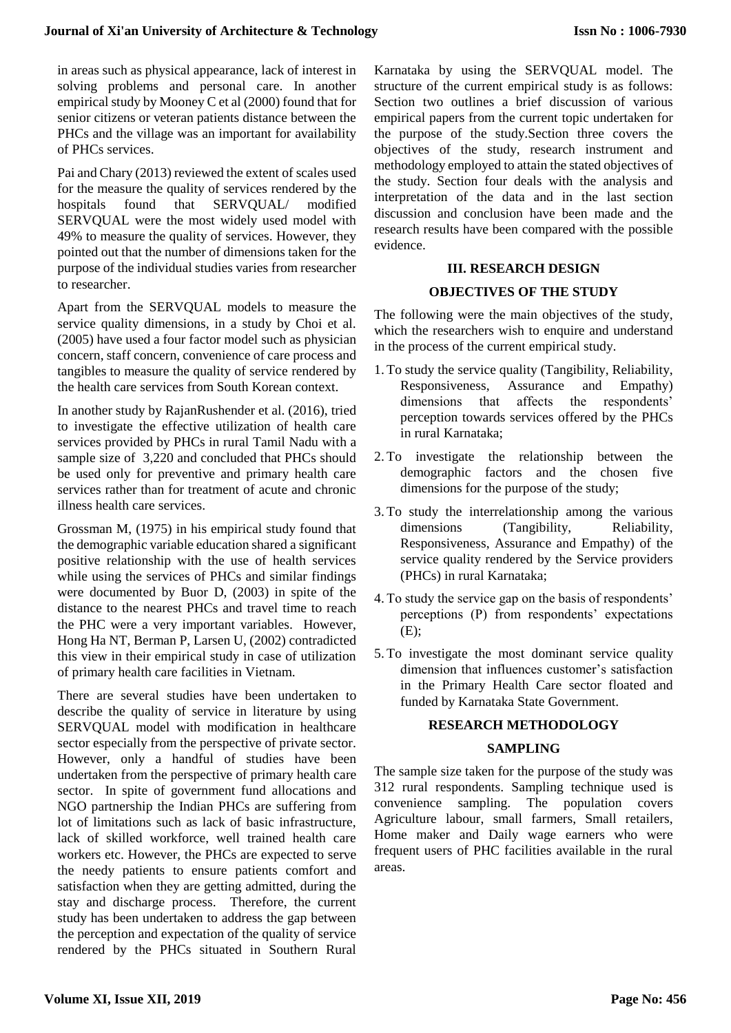in areas such as physical appearance, lack of interest in solving problems and personal care. In another empirical study by Mooney C et al (2000) found that for senior citizens or veteran patients distance between the PHCs and the village was an important for availability of PHCs services.

Pai and Chary (2013) reviewed the extent of scales used for the measure the quality of services rendered by the hospitals found that SERVQUAL/ modified SERVQUAL were the most widely used model with 49% to measure the quality of services. However, they pointed out that the number of dimensions taken for the purpose of the individual studies varies from researcher to researcher.

Apart from the SERVQUAL models to measure the service quality dimensions, in a study by Choi et al. (2005) have used a four factor model such as physician concern, staff concern, convenience of care process and tangibles to measure the quality of service rendered by the health care services from South Korean context.

In another study by RajanRushender et al. (2016), tried to investigate the effective utilization of health care services provided by PHCs in rural Tamil Nadu with a sample size of 3,220 and concluded that PHCs should be used only for preventive and primary health care services rather than for treatment of acute and chronic illness health care services.

Grossman M, (1975) in his empirical study found that the demographic variable education shared a significant positive relationship with the use of health services while using the services of PHCs and similar findings were documented by Buor D, (2003) in spite of the distance to the nearest PHCs and travel time to reach the PHC were a very important variables. However, Hong Ha NT, Berman P, Larsen U, (2002) contradicted this view in their empirical study in case of utilization of primary health care facilities in Vietnam.

There are several studies have been undertaken to describe the quality of service in literature by using SERVQUAL model with modification in healthcare sector especially from the perspective of private sector. However, only a handful of studies have been undertaken from the perspective of primary health care sector. In spite of government fund allocations and NGO partnership the Indian PHCs are suffering from lot of limitations such as lack of basic infrastructure, lack of skilled workforce, well trained health care workers etc. However, the PHCs are expected to serve the needy patients to ensure patients comfort and satisfaction when they are getting admitted, during the stay and discharge process. Therefore, the current study has been undertaken to address the gap between the perception and expectation of the quality of service rendered by the PHCs situated in Southern Rural Karnataka by using the SERVQUAL model. The structure of the current empirical study is as follows: Section two outlines a brief discussion of various empirical papers from the current topic undertaken for the purpose of the study.Section three covers the objectives of the study, research instrument and methodology employed to attain the stated objectives of the study. Section four deals with the analysis and interpretation of the data and in the last section discussion and conclusion have been made and the research results have been compared with the possible evidence.

## III. RESEARCH DESIGN

### OBJECTIVES OF THE STUDY

The following were the main objectives of the study, which the researchers wish to enquire and understand in the process of the current empirical study.

1. To study the service quality (Tangibility, Reliability, Responsiveness, Assurance and Empathy) dimensions that affects the respondents' perception towards services offered by the PHCs in rural Karnataka;
2. To investigate the relationship between the demographic factors and the chosen five dimensions for the purpose of the study;
3. To study the interrelationship among the various dimensions (Tangibility, Reliability, Responsiveness, Assurance and Empathy) of the service quality rendered by the Service providers (PHCs) in rural Karnataka;
4. To study the service gap on the basis of respondents' perceptions (P) from respondents' expectations (E);
5. To investigate the most dominant service quality dimension that influences customer's satisfaction in the Primary Health Care sector floated and funded by Karnataka State Government.

### RESEARCH METHODOLOGY

#### SAMPLING

The sample size taken for the purpose of the study was 312 rural respondents. Sampling technique used is convenience sampling. The population covers Agriculture labour, small farmers, Small retailers, Home maker and Daily wage earners who were frequent users of PHC facilities available in the rural areas.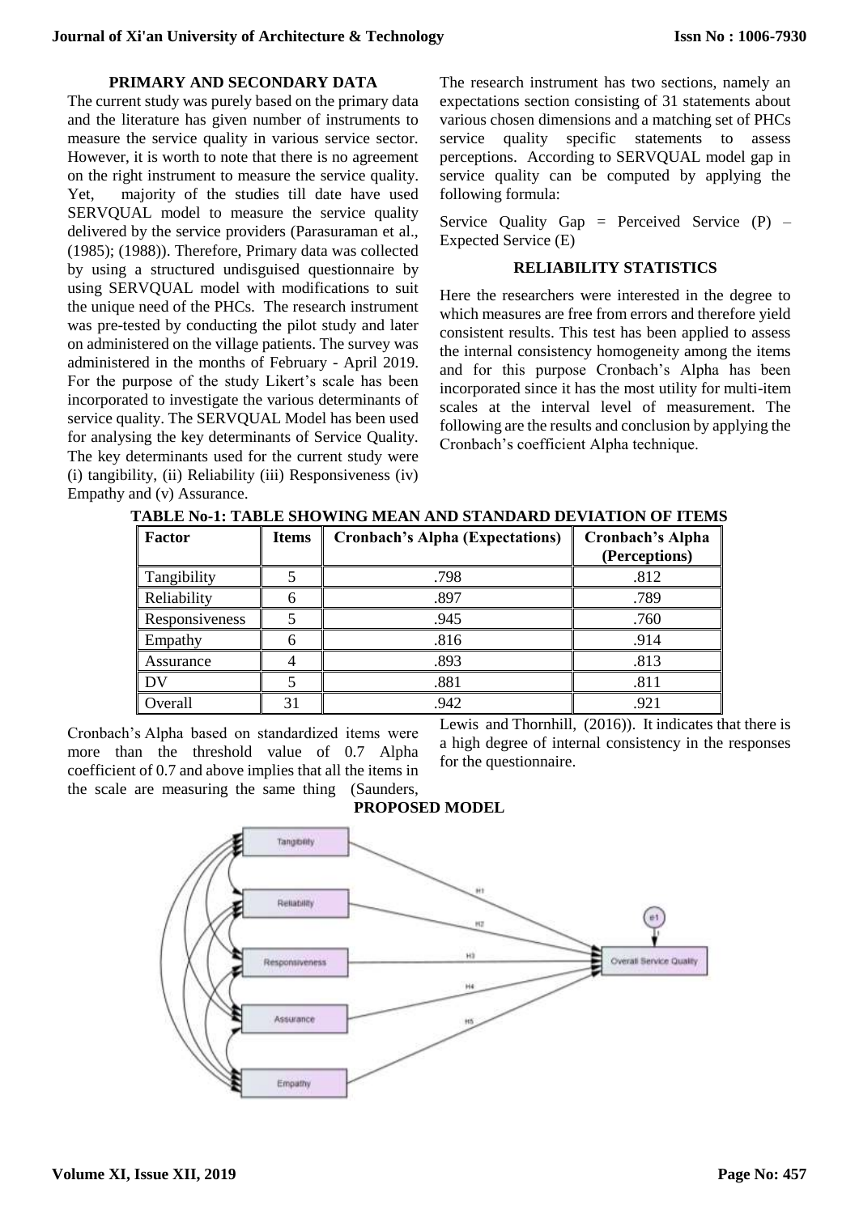## PRIMARY AND SECONDARY DATA

The current study was purely based on the primary data and the literature has given number of instruments to measure the service quality in various service sector. However, it is worth to note that there is no agreement on the right instrument to measure the service quality. Yet, majority of the studies till date have used SERVQUAL model to measure the service quality delivered by the service providers (Parasuraman et al., (1985); (1988)). Therefore, Primary data was collected by using a structured undisguised questionnaire by using SERVQUAL model with modifications to suit the unique need of the PHCs. The research instrument was pre-tested by conducting the pilot study and later on administered on the village patients. The survey was administered in the months of February - April 2019. For the purpose of the study Likert's scale has been incorporated to investigate the various determinants of service quality. The SERVQUAL Model has been used for analysing the key determinants of Service Quality. The key determinants used for the current study were (i) tangibility, (ii) Reliability (iii) Responsiveness (iv) Empathy and (v) Assurance.

The research instrument has two sections, namely an expectations section consisting of 31 statements about various chosen dimensions and a matching set of PHCs service quality specific statements to assess perceptions. According to SERVQUAL model gap in service quality can be computed by applying the following formula:

Service Quality Gap = Perceived Service (P) – Expected Service (E)

## RELIABILITY STATISTICS

Here the researchers were interested in the degree to which measures are free from errors and therefore yield consistent results. This test has been applied to assess the internal consistency homogeneity among the items and for this purpose Cronbach's Alpha has been incorporated since it has the most utility for multi-item scales at the interval level of measurement. The following are the results and conclusion by applying the Cronbach's coefficient Alpha technique.

**TABLE No-1: TABLE SHOWING MEAN AND STANDARD DEVIATION OF ITEMS**

| Factor | Items | Cronbach's Alpha (Expectations) | Cronbach's Alpha (Perceptions) |
|---|---|---|---|
| Tangibility | 5 | .798 | .812 |
| Reliability | 6 | .897 | .789 |
| Responsiveness | 5 | .945 | .760 |
| Empathy | 6 | .816 | .914 |
| Assurance | 4 | .893 | .813 |
| DV | 5 | .881 | .811 |
| Overall | 31 | .942 | .921 |

Cronbach's Alpha based on standardized items were more than the threshold value of 0.7 Alpha coefficient of 0.7 and above implies that all the items in the scale are measuring the same thing (Saunders, Lewis and Thornhill, (2016)). It indicates that there is a high degree of internal consistency in the responses for the questionnaire.

## PROPOSED MODEL

Tangibility, Reliability, Responsiveness, Assurance, Empathy → (H1, H2, H3, H4, H5) → Overall Service Quality (e1)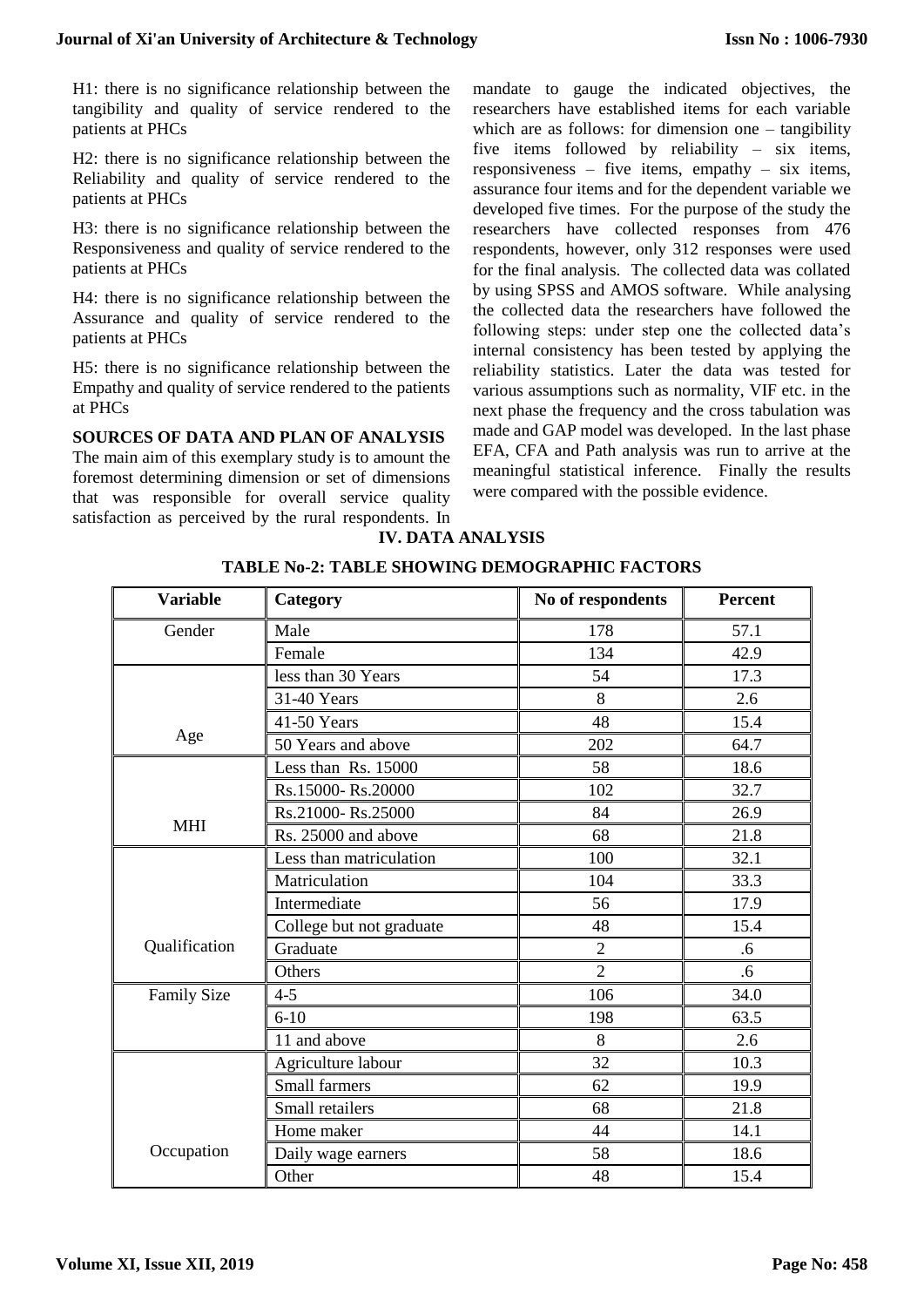H1: there is no significance relationship between the tangibility and quality of service rendered to the patients at PHCs

H2: there is no significance relationship between the Reliability and quality of service rendered to the patients at PHCs

H3: there is no significance relationship between the Responsiveness and quality of service rendered to the patients at PHCs

H4: there is no significance relationship between the Assurance and quality of service rendered to the patients at PHCs

H5: there is no significance relationship between the Empathy and quality of service rendered to the patients at PHCs

**SOURCES OF DATA AND PLAN OF ANALYSIS**

The main aim of this exemplary study is to amount the foremost determining dimension or set of dimensions that was responsible for overall service quality satisfaction as perceived by the rural respondents. In mandate to gauge the indicated objectives, the researchers have established items for each variable which are as follows: for dimension one – tangibility five items followed by reliability – six items, responsiveness – five items, empathy – six items, assurance four items and for the dependent variable we developed five times. For the purpose of the study the researchers have collected responses from 476 respondents, however, only 312 responses were used for the final analysis. The collected data was collated by using SPSS and AMOS software. While analysing the collected data the researchers have followed the following steps: under step one the collected data's internal consistency has been tested by applying the reliability statistics. Later the data was tested for various assumptions such as normality, VIF etc. in the next phase the frequency and the cross tabulation was made and GAP model was developed. In the last phase EFA, CFA and Path analysis was run to arrive at the meaningful statistical inference. Finally the results were compared with the possible evidence.

## IV. DATA ANALYSIS

**TABLE No-2: TABLE SHOWING DEMOGRAPHIC FACTORS**

| Variable | Category | No of respondents | Percent |
|---|---|---|---|
| Gender | Male | 178 | 57.1 |
| | Female | 134 | 42.9 |
| Age | less than 30 Years | 54 | 17.3 |
| | 31-40 Years | 8 | 2.6 |
| | 41-50 Years | 48 | 15.4 |
| | 50 Years and above | 202 | 64.7 |
| MHI | Less than Rs. 15000 | 58 | 18.6 |
| | Rs.15000- Rs.20000 | 102 | 32.7 |
| | Rs.21000- Rs.25000 | 84 | 26.9 |
| | Rs. 25000 and above | 68 | 21.8 |
| Qualification | Less than matriculation | 100 | 32.1 |
| | Matriculation | 104 | 33.3 |
| | Intermediate | 56 | 17.9 |
| | College but not graduate | 48 | 15.4 |
| | Graduate | 2 | .6 |
| | Others | 2 | .6 |
| Family Size | 4-5 | 106 | 34.0 |
| | 6-10 | 198 | 63.5 |
| | 11 and above | 8 | 2.6 |
| Occupation | Agriculture labour | 32 | 10.3 |
| | Small farmers | 62 | 19.9 |
| | Small retailers | 68 | 21.8 |
| | Home maker | 44 | 14.1 |
| | Daily wage earners | 58 | 18.6 |
| | Other | 48 | 15.4 |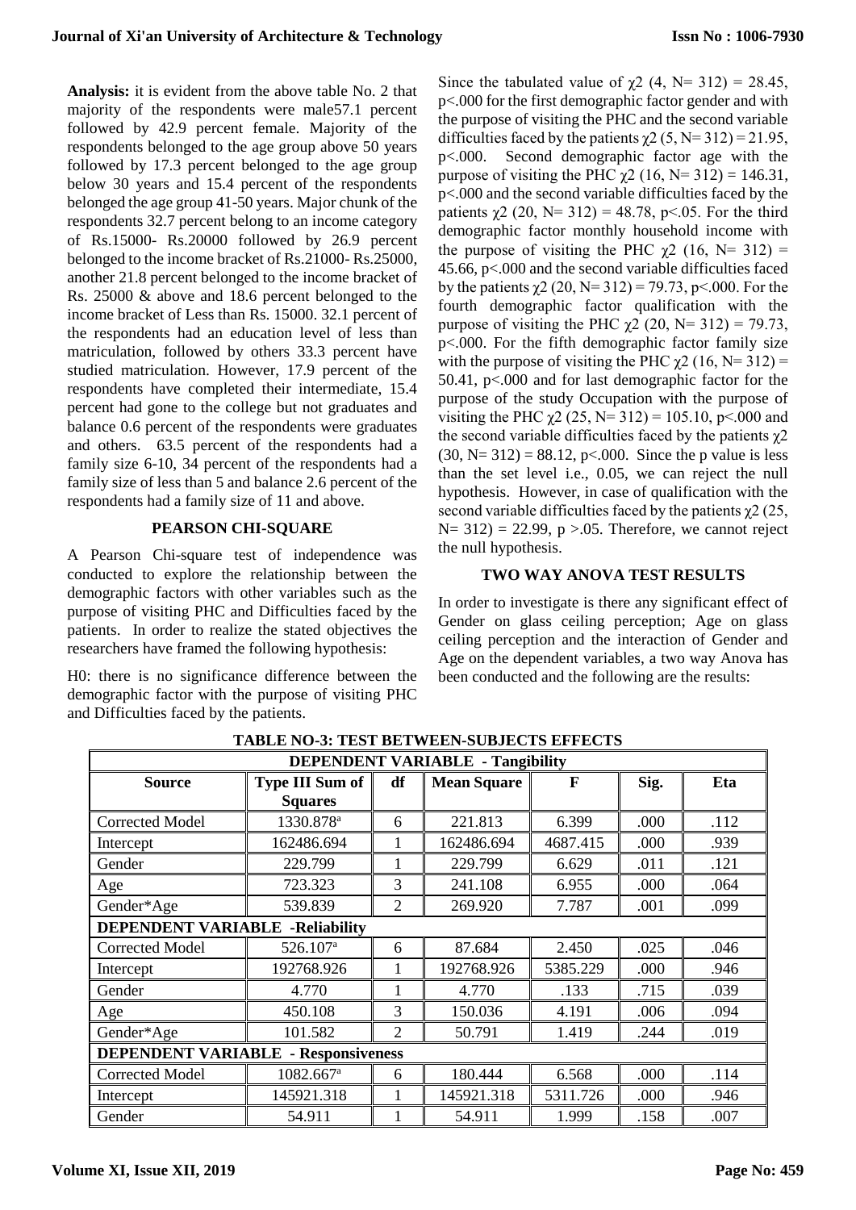**Analysis:** it is evident from the above table No. 2 that majority of the respondents were male57.1 percent followed by 42.9 percent female. Majority of the respondents belonged to the age group above 50 years followed by 17.3 percent belonged to the age group below 30 years and 15.4 percent of the respondents belonged the age group 41-50 years. Major chunk of the respondents 32.7 percent belong to an income category of Rs.15000- Rs.20000 followed by 26.9 percent belonged to the income bracket of Rs.21000- Rs.25000, another 21.8 percent belonged to the income bracket of Rs. 25000 & above and 18.6 percent belonged to the income bracket of Less than Rs. 15000. 32.1 percent of the respondents had an education level of less than matriculation, followed by others 33.3 percent have studied matriculation. However, 17.9 percent of the respondents have completed their intermediate, 15.4 percent had gone to the college but not graduates and balance 0.6 percent of the respondents were graduates and others. 63.5 percent of the respondents had a family size 6-10, 34 percent of the respondents had a family size of less than 5 and balance 2.6 percent of the respondents had a family size of 11 and above.

### PEARSON CHI-SQUARE

A Pearson Chi-square test of independence was conducted to explore the relationship between the demographic factors with other variables such as the purpose of visiting PHC and Difficulties faced by the patients. In order to realize the stated objectives the researchers have framed the following hypothesis:

H0: there is no significance difference between the demographic factor with the purpose of visiting PHC and Difficulties faced by the patients.

Since the tabulated value of $\chi^2$ (4, N= 312) = 28.45, p<.000 for the first demographic factor gender and with the purpose of visiting the PHC and the second variable difficulties faced by the patients $\chi^2$ (5, N= 312) = 21.95, p<.000. Second demographic factor age with the purpose of visiting the PHC $\chi^2$ (16, N= 312) = 146.31, p<.000 and the second variable difficulties faced by the patients $\chi^2$ (20, N= 312) = 48.78, p<.05. For the third demographic factor monthly household income with the purpose of visiting the PHC $\chi^2$ (16, N= 312) = 45.66, p<.000 and the second variable difficulties faced by the patients $\chi^2$ (20, N= 312) = 79.73, p<.000. For the fourth demographic factor qualification with the purpose of visiting the PHC $\chi^2$ (20, N= 312) = 79.73, p<.000. For the fifth demographic factor family size with the purpose of visiting the PHC $\chi^2$ (16, N= 312) = 50.41, p<.000 and for last demographic factor for the purpose of the study Occupation with the purpose of visiting the PHC $\chi^2$ (25, N= 312) = 105.10, p<.000 and the second variable difficulties faced by the patients $\chi^2$ (30, N= 312) = 88.12, p<.000. Since the p value is less than the set level i.e., 0.05, we can reject the null hypothesis. However, in case of qualification with the second variable difficulties faced by the patients $\chi^2$ (25, N= 312) = 22.99, p >.05. Therefore, we cannot reject the null hypothesis.

### TWO WAY ANOVA TEST RESULTS

In order to investigate is there any significant effect of Gender on glass ceiling perception; Age on glass ceiling perception and the interaction of Gender and Age on the dependent variables, a two way Anova has been conducted and the following are the results:

**TABLE NO-3: TEST BETWEEN-SUBJECTS EFFECTS**

| Source | Type III Sum of Squares | df | Mean Square | F | Sig. | Eta |
|---|---|---|---|---|---|---|
| **DEPENDENT VARIABLE - Tangibility** | | | | | | |
| Corrected Model | 1330.878[a] | 6 | 221.813 | 6.399 | .000 | .112 |
| Intercept | 162486.694 | 1 | 162486.694 | 4687.415 | .000 | .939 |
| Gender | 229.799 | 1 | 229.799 | 6.629 | .011 | .121 |
| Age | 723.323 | 3 | 241.108 | 6.955 | .000 | .064 |
| Gender*Age | 539.839 | 2 | 269.920 | 7.787 | .001 | .099 |
| **DEPENDENT VARIABLE -Reliability** | | | | | | |
| Corrected Model | 526.107[a] | 6 | 87.684 | 2.450 | .025 | .046 |
| Intercept | 192768.926 | 1 | 192768.926 | 5385.229 | .000 | .946 |
| Gender | 4.770 | 1 | 4.770 | .133 | .715 | .039 |
| Age | 450.108 | 3 | 150.036 | 4.191 | .006 | .094 |
| Gender*Age | 101.582 | 2 | 50.791 | 1.419 | .244 | .019 |
| **DEPENDENT VARIABLE - Responsiveness** | | | | | | |
| Corrected Model | 1082.667[a] | 6 | 180.444 | 6.568 | .000 | .114 |
| Intercept | 145921.318 | 1 | 145921.318 | 5311.726 | .000 | .946 |
| Gender | 54.911 | 1 | 54.911 | 1.999 | .158 | .007 |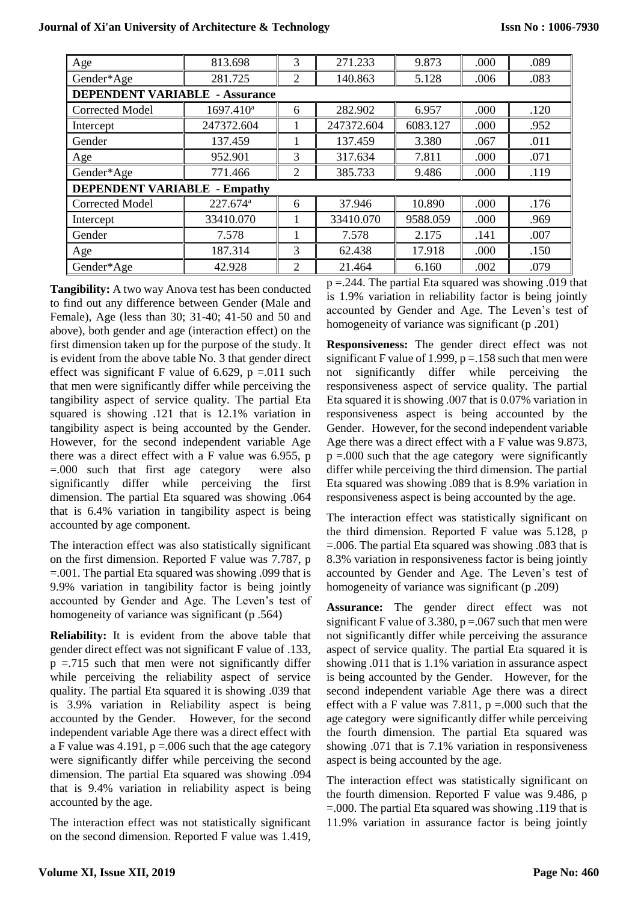| Age | 813.698 | 3 | 271.233 | 9.873 | .000 | .089 |
|---|---|---|---|---|---|---|
| Gender*Age | 281.725 | 2 | 140.863 | 5.128 | .006 | .083 |
| **DEPENDENT VARIABLE - Assurance** | | | | | | |
| Corrected Model | 1697.410[a] | 6 | 282.902 | 6.957 | .000 | .120 |
| Intercept | 247372.604 | 1 | 247372.604 | 6083.127 | .000 | .952 |
| Gender | 137.459 | 1 | 137.459 | 3.380 | .067 | .011 |
| Age | 952.901 | 3 | 317.634 | 7.811 | .000 | .071 |
| Gender*Age | 771.466 | 2 | 385.733 | 9.486 | .000 | .119 |
| **DEPENDENT VARIABLE - Empathy** | | | | | | |
| Corrected Model | 227.674[a] | 6 | 37.946 | 10.890 | .000 | .176 |
| Intercept | 33410.070 | 1 | 33410.070 | 9588.059 | .000 | .969 |
| Gender | 7.578 | 1 | 7.578 | 2.175 | .141 | .007 |
| Age | 187.314 | 3 | 62.438 | 17.918 | .000 | .150 |
| Gender*Age | 42.928 | 2 | 21.464 | 6.160 | .002 | .079 |

**Tangibility:** A two way Anova test has been conducted to find out any difference between Gender (Male and Female), Age (less than 30; 31-40; 41-50 and 50 and above), both gender and age (interaction effect) on the first dimension taken up for the purpose of the study. It is evident from the above table No. 3 that gender direct effect was significant F value of 6.629, p =.011 such that men were significantly differ while perceiving the tangibility aspect of service quality. The partial Eta squared is showing .121 that is 12.1% variation in tangibility aspect is being accounted by the Gender. However, for the second independent variable Age there was a direct effect with a F value was 6.955, p =.000 such that first age category were also significantly differ while perceiving the first dimension. The partial Eta squared was showing .064 that is 6.4% variation in tangibility aspect is being accounted by age component.

The interaction effect was also statistically significant on the first dimension. Reported F value was 7.787, p =.001. The partial Eta squared was showing .099 that is 9.9% variation in tangibility factor is being jointly accounted by Gender and Age. The Leven's test of homogeneity of variance was significant (p .564)

**Reliability:** It is evident from the above table that gender direct effect was not significant F value of .133, p =.715 such that men were not significantly differ while perceiving the reliability aspect of service quality. The partial Eta squared it is showing .039 that is 3.9% variation in Reliability aspect is being accounted by the Gender. However, for the second independent variable Age there was a direct effect with a F value was 4.191, p =.006 such that the age category were significantly differ while perceiving the second dimension. The partial Eta squared was showing .094 that is 9.4% variation in reliability aspect is being accounted by the age.

The interaction effect was not statistically significant on the second dimension. Reported F value was 1.419, p =.244. The partial Eta squared was showing .019 that is 1.9% variation in reliability factor is being jointly accounted by Gender and Age. The Leven's test of homogeneity of variance was significant (p .201)

**Responsiveness:** The gender direct effect was not significant F value of 1.999, p =.158 such that men were not significantly differ while perceiving the responsiveness aspect of service quality. The partial Eta squared it is showing .007 that is 0.07% variation in responsiveness aspect is being accounted by the Gender. However, for the second independent variable Age there was a direct effect with a F value was 9.873, p =.000 such that the age category were significantly differ while perceiving the third dimension. The partial Eta squared was showing .089 that is 8.9% variation in responsiveness aspect is being accounted by the age.

The interaction effect was statistically significant on the third dimension. Reported F value was 5.128, p =.006. The partial Eta squared was showing .083 that is 8.3% variation in responsiveness factor is being jointly accounted by Gender and Age. The Leven's test of homogeneity of variance was significant (p .209)

**Assurance:** The gender direct effect was not significant F value of 3.380, p =.067 such that men were not significantly differ while perceiving the assurance aspect of service quality. The partial Eta squared it is showing .011 that is 1.1% variation in assurance aspect is being accounted by the Gender. However, for the second independent variable Age there was a direct effect with a F value was 7.811, p =.000 such that the age category were significantly differ while perceiving the fourth dimension. The partial Eta squared was showing .071 that is 7.1% variation in responsiveness aspect is being accounted by the age.

The interaction effect was statistically significant on the fourth dimension. Reported F value was 9.486, p =.000. The partial Eta squared was showing .119 that is 11.9% variation in assurance factor is being jointly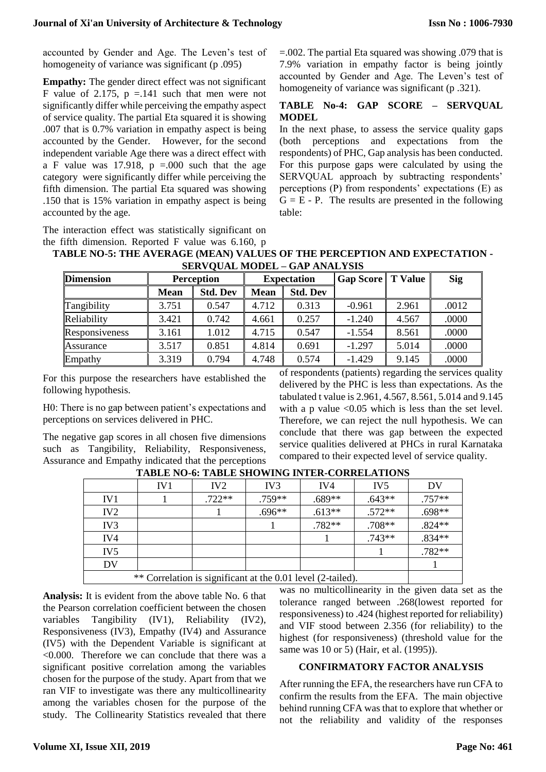accounted by Gender and Age. The Leven's test of homogeneity of variance was significant (p .095)

**Empathy:** The gender direct effect was not significant F value of 2.175, p =.141 such that men were not significantly differ while perceiving the empathy aspect of service quality. The partial Eta squared it is showing .007 that is 0.7% variation in empathy aspect is being accounted by the Gender. However, for the second independent variable Age there was a direct effect with a F value was 17.918, p =.000 such that the age category were significantly differ while perceiving the fifth dimension. The partial Eta squared was showing .150 that is 15% variation in empathy aspect is being accounted by the age.

The interaction effect was statistically significant on the fifth dimension. Reported F value was 6.160, p =.002. The partial Eta squared was showing .079 that is 7.9% variation in empathy factor is being jointly accounted by Gender and Age. The Leven's test of homogeneity of variance was significant (p .321).

**TABLE No-4: GAP SCORE – SERVQUAL MODEL**

In the next phase, to assess the service quality gaps (both perceptions and expectations from the respondents) of PHC, Gap analysis has been conducted. For this purpose gaps were calculated by using the SERVQUAL approach by subtracting respondents' perceptions (P) from respondents' expectations (E) as G = E - P. The results are presented in the following table:

**TABLE NO-5: THE AVERAGE (MEAN) VALUES OF THE PERCEPTION AND EXPECTATION - SERVQUAL MODEL – GAP ANALYSIS**

| Dimension | Perception | | Expectation | | Gap Score | T Value | Sig |
|---|---|---|---|---|---|---|---|
| | Mean | Std. Dev | Mean | Std. Dev | | | |
| Tangibility | 3.751 | 0.547 | 4.712 | 0.313 | -0.961 | 2.961 | .0012 |
| Reliability | 3.421 | 0.742 | 4.661 | 0.257 | -1.240 | 4.567 | .0000 |
| Responsiveness | 3.161 | 1.012 | 4.715 | 0.547 | -1.554 | 8.561 | .0000 |
| Assurance | 3.517 | 0.851 | 4.814 | 0.691 | -1.297 | 5.014 | .0000 |
| Empathy | 3.319 | 0.794 | 4.748 | 0.574 | -1.429 | 9.145 | .0000 |

For this purpose the researchers have established the following hypothesis.

H0: There is no gap between patient's expectations and perceptions on services delivered in PHC.

The negative gap scores in all chosen five dimensions such as Tangibility, Reliability, Responsiveness, Assurance and Empathy indicated that the perceptions of respondents (patients) regarding the services quality delivered by the PHC is less than expectations. As the tabulated t value is 2.961, 4.567, 8.561, 5.014 and 9.145 with a p value <0.05 which is less than the set level. Therefore, we can reject the null hypothesis. We can conclude that there was gap between the expected service qualities delivered at PHCs in rural Karnataka compared to their expected level of service quality.

**TABLE NO-6: TABLE SHOWING INTER-CORRELATIONS**

| | IV1 | IV2 | IV3 | IV4 | IV5 | DV |
|---|---|---|---|---|---|---|
| IV1 | 1 | .722** | .759** | .689** | .643** | .757** |
| IV2 | | 1 | .696** | .613** | .572** | .698** |
| IV3 | | | 1 | .782** | .708** | .824** |
| IV4 | | | | 1 | .743** | .834** |
| IV5 | | | | | 1 | .782** |
| DV | | | | | | 1 |
| ** Correlation is significant at the 0.01 level (2-tailed). | | | | | | |

**Analysis:** It is evident from the above table No. 6 that the Pearson correlation coefficient between the chosen variables Tangibility (IV1), Reliability (IV2), Responsiveness (IV3), Empathy (IV4) and Assurance (IV5) with the Dependent Variable is significant at <0.000. Therefore we can conclude that there was a significant positive correlation among the variables chosen for the purpose of the study. Apart from that we ran VIF to investigate was there any multicollinearity among the variables chosen for the purpose of the study. The Collinearity Statistics revealed that there was no multicollinearity in the given data set as the tolerance ranged between .268(lowest reported for responsiveness) to .424 (highest reported for reliability) and VIF stood between 2.356 (for reliability) to the highest (for responsiveness) (threshold value for the same was 10 or 5) (Hair, et al. (1995)).

## CONFIRMATORY FACTOR ANALYSIS

After running the EFA, the researchers have run CFA to confirm the results from the EFA. The main objective behind running CFA was that to explore that whether or not the reliability and validity of the responses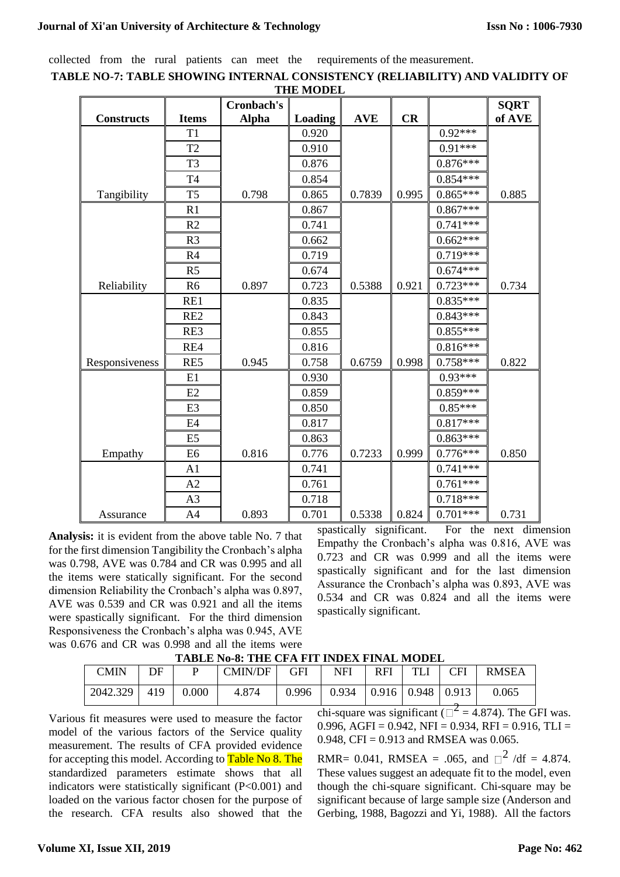collected from the rural patients can meet the requirements of the measurement.

**TABLE NO-7: TABLE SHOWING INTERNAL CONSISTENCY (RELIABILITY) AND VALIDITY OF THE MODEL**

| Constructs | Items | Cronbach's Alpha | Loading | AVE | CR | | SQRT of AVE |
|---|---|---|---|---|---|---|---|
| | T1 | | 0.920 | | | 0.92*** | |
| | T2 | | 0.910 | | | 0.91*** | |
| | T3 | | 0.876 | | | 0.876*** | |
| | T4 | | 0.854 | | | 0.854*** | |
| Tangibility | T5 | 0.798 | 0.865 | 0.7839 | 0.995 | 0.865*** | 0.885 |
| | R1 | | 0.867 | | | 0.867*** | |
| | R2 | | 0.741 | | | 0.741*** | |
| | R3 | | 0.662 | | | 0.662*** | |
| | R4 | | 0.719 | | | 0.719*** | |
| | R5 | | 0.674 | | | 0.674*** | |
| Reliability | R6 | 0.897 | 0.723 | 0.5388 | 0.921 | 0.723*** | 0.734 |
| | RE1 | | 0.835 | | | 0.835*** | |
| | RE2 | | 0.843 | | | 0.843*** | |
| | RE3 | | 0.855 | | | 0.855*** | |
| | RE4 | | 0.816 | | | 0.816*** | |
| Responsiveness | RE5 | 0.945 | 0.758 | 0.6759 | 0.998 | 0.758*** | 0.822 |
| | E1 | | 0.930 | | | 0.93*** | |
| | E2 | | 0.859 | | | 0.859*** | |
| | E3 | | 0.850 | | | 0.85*** | |
| | E4 | | 0.817 | | | 0.817*** | |
| | E5 | | 0.863 | | | 0.863*** | |
| Empathy | E6 | 0.816 | 0.776 | 0.7233 | 0.999 | 0.776*** | 0.850 |
| | A1 | | 0.741 | | | 0.741*** | |
| | A2 | | 0.761 | | | 0.761*** | |
| | A3 | | 0.718 | | | 0.718*** | |
| Assurance | A4 | 0.893 | 0.701 | 0.5338 | 0.824 | 0.701*** | 0.731 |

**Analysis:** it is evident from the above table No. 7 that for the first dimension Tangibility the Cronbach's alpha was 0.798, AVE was 0.784 and CR was 0.995 and all the items were statically significant. For the second dimension Reliability the Cronbach's alpha was 0.897, AVE was 0.539 and CR was 0.921 and all the items were spastically significant. For the third dimension Responsiveness the Cronbach's alpha was 0.945, AVE was 0.676 and CR was 0.998 and all the items were spastically significant. For the next dimension Empathy the Cronbach's alpha was 0.816, AVE was 0.723 and CR was 0.999 and all the items were spastically significant and for the last dimension Assurance the Cronbach's alpha was 0.893, AVE was 0.534 and CR was 0.824 and all the items were spastically significant.

**TABLE No-8: THE CFA FIT INDEX FINAL MODEL**

| CMIN | DF | P | CMIN/DF | GFI | NFI | RFI | TLI | CFI | RMSEA |
|---|---|---|---|---|---|---|---|---|---|
| 2042.329 | 419 | 0.000 | 4.874 | 0.996 | 0.934 | 0.916 | 0.948 | 0.913 | 0.065 |

Various fit measures were used to measure the factor model of the various factors of the Service quality measurement. The results of CFA provided evidence for accepting this model. According to Table No 8. The standardized parameters estimate shows that all indicators were statistically significant (P<0.001) and loaded on the various factor chosen for the purpose of the research. CFA results also showed that the chi-square was significant ($\chi^2$ = 4.874). The GFI was. 0.996, AGFI = 0.942, NFI = 0.934, RFI = 0.916, TLI = 0.948, CFI = 0.913 and RMSEA was 0.065.

RMR= 0.041, RMSEA = .065, and $\chi^2$ /df = 4.874. These values suggest an adequate fit to the model, even though the chi-square significant. Chi-square may be significant because of large sample size (Anderson and Gerbing, 1988, Bagozzi and Yi, 1988). All the factors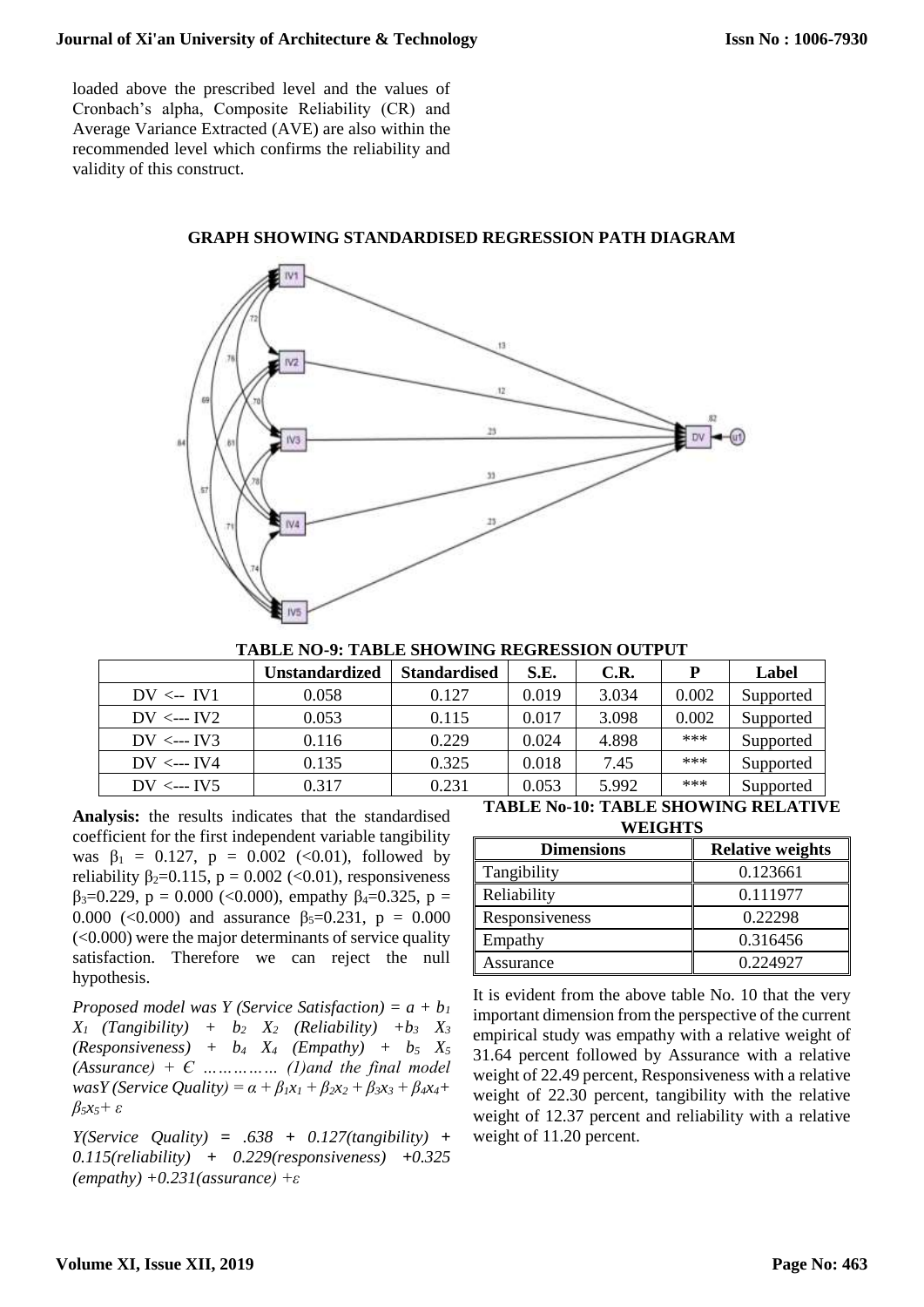loaded above the prescribed level and the values of Cronbach's alpha, Composite Reliability (CR) and Average Variance Extracted (AVE) are also within the recommended level which confirms the reliability and validity of this construct.

**GRAPH SHOWING STANDARDISED REGRESSION PATH DIAGRAM**

**TABLE NO-9: TABLE SHOWING REGRESSION OUTPUT**

| | Unstandardized | Standardised | S.E. | C.R. | P | Label |
|---|---|---|---|---|---|---|
| DV <-- IV1 | 0.058 | 0.127 | 0.019 | 3.034 | 0.002 | Supported |
| DV <--- IV2 | 0.053 | 0.115 | 0.017 | 3.098 | 0.002 | Supported |
| DV <--- IV3 | 0.116 | 0.229 | 0.024 | 4.898 | *** | Supported |
| DV <--- IV4 | 0.135 | 0.325 | 0.018 | 7.45 | *** | Supported |
| DV <--- IV5 | 0.317 | 0.231 | 0.053 | 5.992 | *** | Supported |

**Analysis:** the results indicates that the standardised coefficient for the first independent variable tangibility was $\beta_1 = 0.127$, $p = 0.002$ (<0.01), followed by reliability $\beta_2$=0.115, $p = 0.002$ (<0.01), responsiveness $\beta_3$=0.229, $p = 0.000$ (<0.000), empathy $\beta_4$=0.325, $p = 0.000$ (<0.000) and assurance $\beta_5$=0.231, $p = 0.000$ (<0.000) were the major determinants of service quality satisfaction. Therefore we can reject the null hypothesis.

*Proposed model was Y (Service Satisfaction) = $a + b_1 X_1$ (Tangibility) + $b_2 X_2$ (Reliability) +$b_3 X_3$ (Responsiveness) + $b_4 X_4$ (Empathy) + $b_5 X_5$ (Assurance) + $\epsilon$ …………… (1)and the final model wasY (Service Quality) = $\alpha + \beta_1 x_1 + \beta_2 x_2 + \beta_3 x_3 + \beta_4 x_4 + \beta_5 x_5 + \varepsilon$*

*Y(Service Quality) = .638 + 0.127(tangibility) + 0.115(reliability) + 0.229(responsiveness) +0.325 (empathy) +0.231(assurance) +$\varepsilon$*

**TABLE No-10: TABLE SHOWING RELATIVE WEIGHTS**

| Dimensions | Relative weights |
|---|---|
| Tangibility | 0.123661 |
| Reliability | 0.111977 |
| Responsiveness | 0.22298 |
| Empathy | 0.316456 |
| Assurance | 0.224927 |

It is evident from the above table No. 10 that the very important dimension from the perspective of the current empirical study was empathy with a relative weight of 31.64 percent followed by Assurance with a relative weight of 22.49 percent, Responsiveness with a relative weight of 22.30 percent, tangibility with the relative weight of 12.37 percent and reliability with a relative weight of 11.20 percent.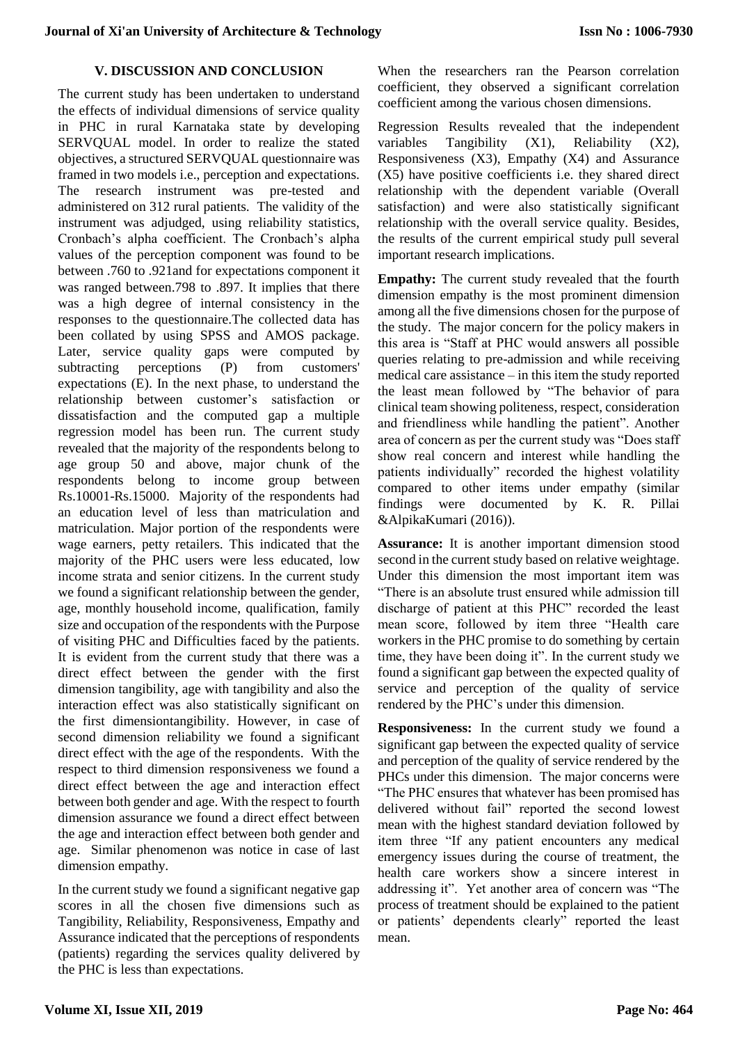## V. DISCUSSION AND CONCLUSION

The current study has been undertaken to understand the effects of individual dimensions of service quality in PHC in rural Karnataka state by developing SERVQUAL model. In order to realize the stated objectives, a structured SERVQUAL questionnaire was framed in two models i.e., perception and expectations. The research instrument was pre-tested and administered on 312 rural patients. The validity of the instrument was adjudged, using reliability statistics, Cronbach's alpha coefficient. The Cronbach's alpha values of the perception component was found to be between .760 to .921and for expectations component it was ranged between.798 to .897. It implies that there was a high degree of internal consistency in the responses to the questionnaire.The collected data has been collated by using SPSS and AMOS package. Later, service quality gaps were computed by subtracting perceptions (P) from customers' expectations (E). In the next phase, to understand the relationship between customer's satisfaction or dissatisfaction and the computed gap a multiple regression model has been run. The current study revealed that the majority of the respondents belong to age group 50 and above, major chunk of the respondents belong to income group between Rs.10001-Rs.15000. Majority of the respondents had an education level of less than matriculation and matriculation. Major portion of the respondents were wage earners, petty retailers. This indicated that the majority of the PHC users were less educated, low income strata and senior citizens. In the current study we found a significant relationship between the gender, age, monthly household income, qualification, family size and occupation of the respondents with the Purpose of visiting PHC and Difficulties faced by the patients. It is evident from the current study that there was a direct effect between the gender with the first dimension tangibility, age with tangibility and also the interaction effect was also statistically significant on the first dimensiontangibility. However, in case of second dimension reliability we found a significant direct effect with the age of the respondents. With the respect to third dimension responsiveness we found a direct effect between the age and interaction effect between both gender and age. With the respect to fourth dimension assurance we found a direct effect between the age and interaction effect between both gender and age. Similar phenomenon was notice in case of last dimension empathy.

In the current study we found a significant negative gap scores in all the chosen five dimensions such as Tangibility, Reliability, Responsiveness, Empathy and Assurance indicated that the perceptions of respondents (patients) regarding the services quality delivered by the PHC is less than expectations.

When the researchers ran the Pearson correlation coefficient, they observed a significant correlation coefficient among the various chosen dimensions.

Regression Results revealed that the independent variables Tangibility (X1), Reliability (X2), Responsiveness (X3), Empathy (X4) and Assurance (X5) have positive coefficients i.e. they shared direct relationship with the dependent variable (Overall satisfaction) and were also statistically significant relationship with the overall service quality. Besides, the results of the current empirical study pull several important research implications.

**Empathy:** The current study revealed that the fourth dimension empathy is the most prominent dimension among all the five dimensions chosen for the purpose of the study. The major concern for the policy makers in this area is "Staff at PHC would answers all possible queries relating to pre-admission and while receiving medical care assistance – in this item the study reported the least mean followed by "The behavior of para clinical team showing politeness, respect, consideration and friendliness while handling the patient". Another area of concern as per the current study was "Does staff show real concern and interest while handling the patients individually" recorded the highest volatility compared to other items under empathy (similar findings were documented by K. R. Pillai &AlpikaKumari (2016)).

**Assurance:** It is another important dimension stood second in the current study based on relative weightage. Under this dimension the most important item was "There is an absolute trust ensured while admission till discharge of patient at this PHC" recorded the least mean score, followed by item three "Health care workers in the PHC promise to do something by certain time, they have been doing it". In the current study we found a significant gap between the expected quality of service and perception of the quality of service rendered by the PHC's under this dimension.

**Responsiveness:** In the current study we found a significant gap between the expected quality of service and perception of the quality of service rendered by the PHCs under this dimension. The major concerns were "The PHC ensures that whatever has been promised has delivered without fail" reported the second lowest mean with the highest standard deviation followed by item three "If any patient encounters any medical emergency issues during the course of treatment, the health care workers show a sincere interest in addressing it". Yet another area of concern was "The process of treatment should be explained to the patient or patients' dependents clearly" reported the least mean.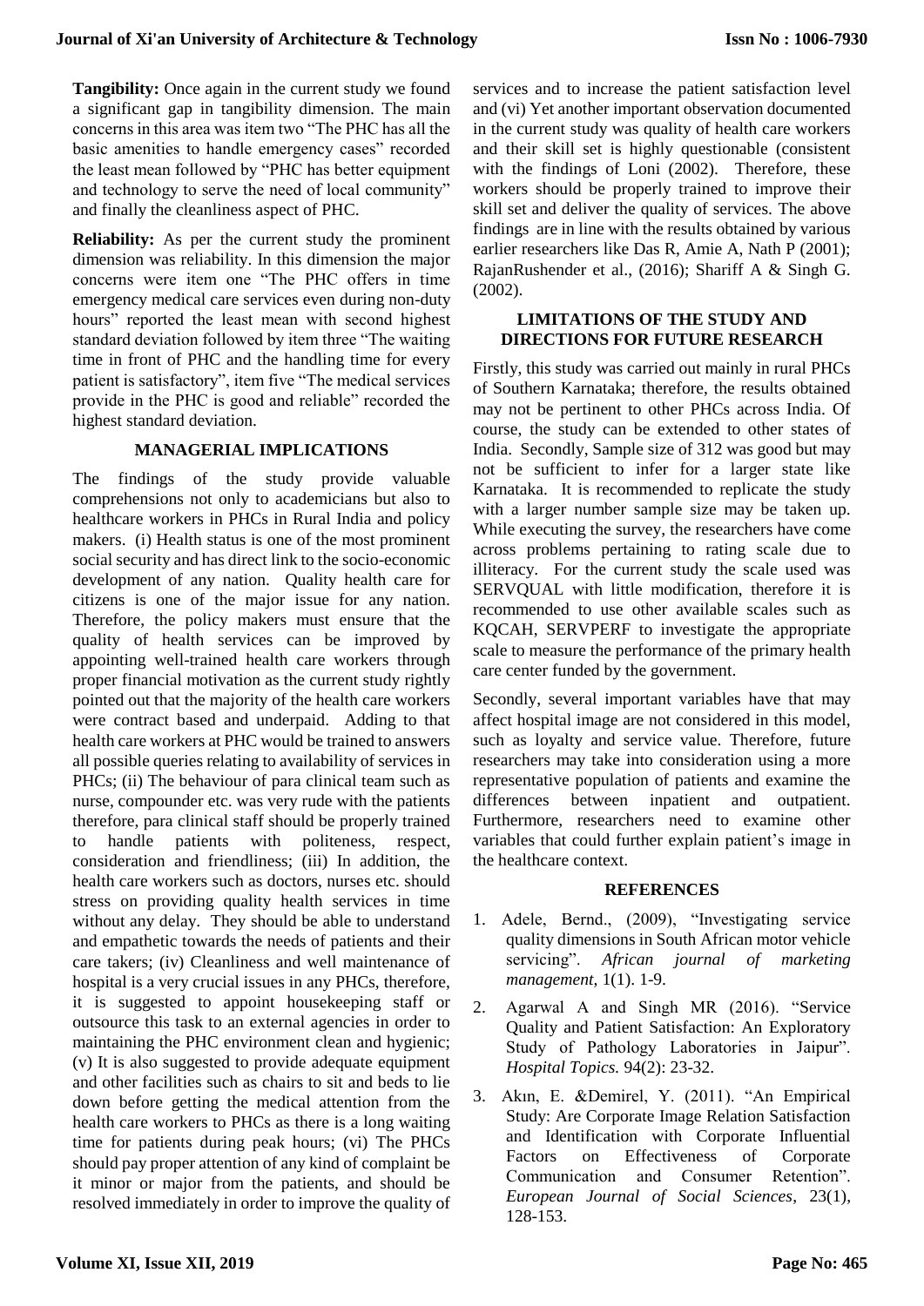**Tangibility:** Once again in the current study we found a significant gap in tangibility dimension. The main concerns in this area was item two "The PHC has all the basic amenities to handle emergency cases" recorded the least mean followed by "PHC has better equipment and technology to serve the need of local community" and finally the cleanliness aspect of PHC.

**Reliability:** As per the current study the prominent dimension was reliability. In this dimension the major concerns were item one "The PHC offers in time emergency medical care services even during non-duty hours" reported the least mean with second highest standard deviation followed by item three "The waiting time in front of PHC and the handling time for every patient is satisfactory", item five "The medical services provide in the PHC is good and reliable" recorded the highest standard deviation.

## MANAGERIAL IMPLICATIONS

The findings of the study provide valuable comprehensions not only to academicians but also to healthcare workers in PHCs in Rural India and policy makers. (i) Health status is one of the most prominent social security and has direct link to the socio-economic development of any nation. Quality health care for citizens is one of the major issue for any nation. Therefore, the policy makers must ensure that the quality of health services can be improved by appointing well-trained health care workers through proper financial motivation as the current study rightly pointed out that the majority of the health care workers were contract based and underpaid. Adding to that health care workers at PHC would be trained to answers all possible queries relating to availability of services in PHCs; (ii) The behaviour of para clinical team such as nurse, compounder etc. was very rude with the patients therefore, para clinical staff should be properly trained to handle patients with politeness, respect, consideration and friendliness; (iii) In addition, the health care workers such as doctors, nurses etc. should stress on providing quality health services in time without any delay. They should be able to understand and empathetic towards the needs of patients and their care takers; (iv) Cleanliness and well maintenance of hospital is a very crucial issues in any PHCs, therefore, it is suggested to appoint housekeeping staff or outsource this task to an external agencies in order to maintaining the PHC environment clean and hygienic; (v) It is also suggested to provide adequate equipment and other facilities such as chairs to sit and beds to lie down before getting the medical attention from the health care workers to PHCs as there is a long waiting time for patients during peak hours; (vi) The PHCs should pay proper attention of any kind of complaint be it minor or major from the patients, and should be resolved immediately in order to improve the quality of services and to increase the patient satisfaction level and (vi) Yet another important observation documented in the current study was quality of health care workers and their skill set is highly questionable (consistent with the findings of Loni (2002). Therefore, these workers should be properly trained to improve their skill set and deliver the quality of services. The above findings are in line with the results obtained by various earlier researchers like Das R, Amie A, Nath P (2001); RajanRushender et al., (2016); Shariff A & Singh G. (2002).

## LIMITATIONS OF THE STUDY AND DIRECTIONS FOR FUTURE RESEARCH

Firstly, this study was carried out mainly in rural PHCs of Southern Karnataka; therefore, the results obtained may not be pertinent to other PHCs across India. Of course, the study can be extended to other states of India. Secondly, Sample size of 312 was good but may not be sufficient to infer for a larger state like Karnataka. It is recommended to replicate the study with a larger number sample size may be taken up. While executing the survey, the researchers have come across problems pertaining to rating scale due to illiteracy. For the current study the scale used was SERVQUAL with little modification, therefore it is recommended to use other available scales such as KQCAH, SERVPERF to investigate the appropriate scale to measure the performance of the primary health care center funded by the government.

Secondly, several important variables have that may affect hospital image are not considered in this model, such as loyalty and service value. Therefore, future researchers may take into consideration using a more representative population of patients and examine the differences between inpatient and outpatient. Furthermore, researchers need to examine other variables that could further explain patient's image in the healthcare context.

## REFERENCES

1. Adele, Bernd., (2009), "Investigating service quality dimensions in South African motor vehicle servicing". *African journal of marketing management*, 1(1). 1-9.
2. Agarwal A and Singh MR (2016). "Service Quality and Patient Satisfaction: An Exploratory Study of Pathology Laboratories in Jaipur". *Hospital Topics.* 94(2): 23-32.
3. Akın, E. &Demirel, Y. (2011). "An Empirical Study: Are Corporate Image Relation Satisfaction and Identification with Corporate Influential Factors on Effectiveness of Corporate Communication and Consumer Retention". *European Journal of Social Sciences*, 23(1), 128-153.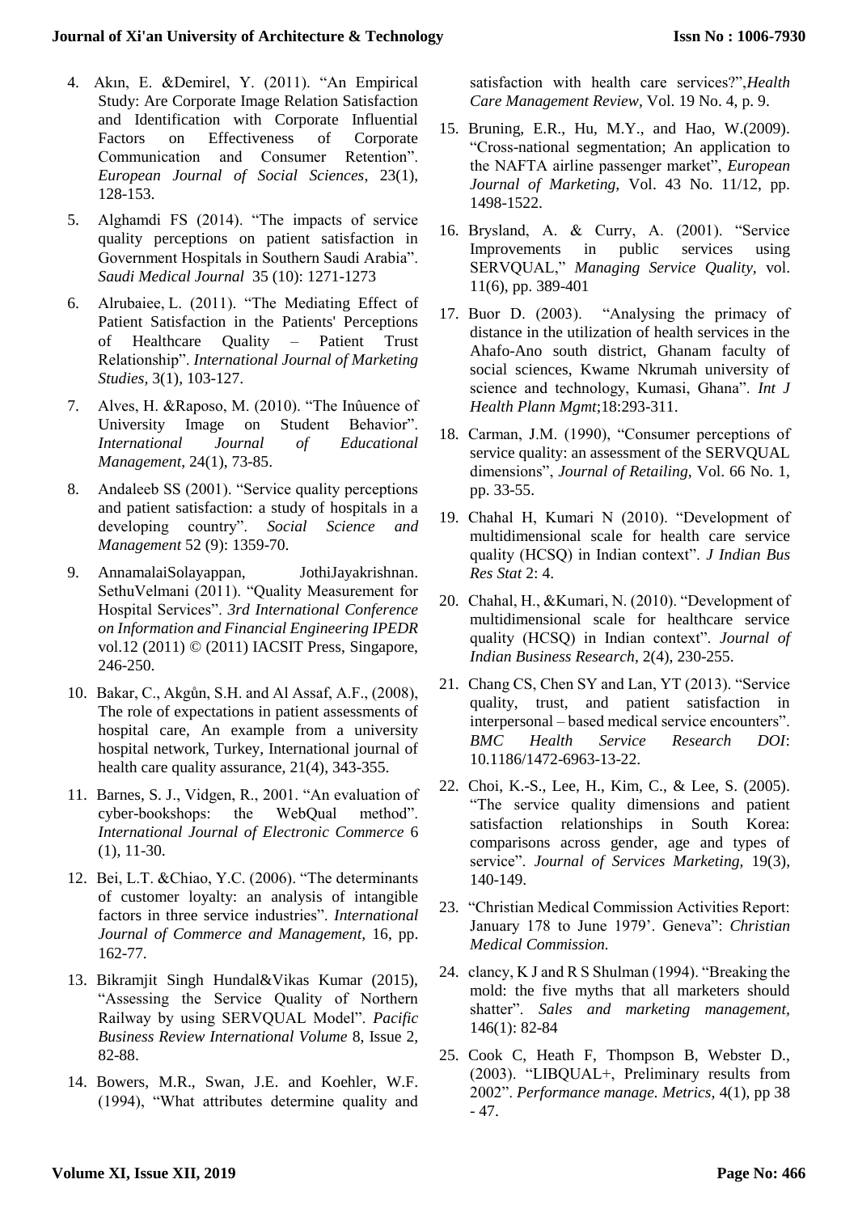4. Akın, E. &Demirel, Y. (2011). "An Empirical Study: Are Corporate Image Relation Satisfaction and Identification with Corporate Influential Factors on Effectiveness of Corporate Communication and Consumer Retention". *European Journal of Social Sciences*, 23(1), 128-153.

5. Alghamdi FS (2014). "The impacts of service quality perceptions on patient satisfaction in Government Hospitals in Southern Saudi Arabia". *Saudi Medical Journal* 35 (10): 1271-1273

6. Alrubaiee, L. (2011). "The Mediating Effect of Patient Satisfaction in the Patients' Perceptions of Healthcare Quality – Patient Trust Relationship". *International Journal of Marketing Studies*, 3(1), 103-127.

7. Alves, H. &Raposo, M. (2010). "The Inûuence of University Image on Student Behavior". *International Journal of Educational Management*, 24(1), 73-85.

8. Andaleeb SS (2001). "Service quality perceptions and patient satisfaction: a study of hospitals in a developing country". *Social Science and Management* 52 (9): 1359-70.

9. AnnamalaiSolayappan, JothiJayakrishnan. SethuVelmani (2011). "Quality Measurement for Hospital Services". *3rd International Conference on Information and Financial Engineering IPEDR* vol.12 (2011) © (2011) IACSIT Press, Singapore, 246-250.

10. Bakar, C., Akgůn, S.H. and Al Assaf, A.F., (2008), The role of expectations in patient assessments of hospital care, An example from a university hospital network, Turkey, International journal of health care quality assurance, 21(4), 343-355.

11. Barnes, S. J., Vidgen, R., 2001. "An evaluation of cyber-bookshops: the WebQual method". *International Journal of Electronic Commerce* 6 (1), 11-30.

12. Bei, L.T. &Chiao, Y.C. (2006). "The determinants of customer loyalty: an analysis of intangible factors in three service industries". *International Journal of Commerce and Management*, 16, pp. 162-77.

13. Bikramjit Singh Hundal&Vikas Kumar (2015), "Assessing the Service Quality of Northern Railway by using SERVQUAL Model". *Pacific Business Review International Volume* 8, Issue 2, 82-88.

14. Bowers, M.R., Swan, J.E. and Koehler, W.F. (1994), "What attributes determine quality and satisfaction with health care services?",*Health Care Management Review*, Vol. 19 No. 4, p. 9.

15. Bruning, E.R., Hu, M.Y., and Hao, W.(2009). "Cross-national segmentation; An application to the NAFTA airline passenger market", *European Journal of Marketing*, Vol. 43 No. 11/12, pp. 1498-1522.

16. Brysland, A. & Curry, A. (2001). "Service Improvements in public services using SERVQUAL," *Managing Service Quality*, vol. 11(6), pp. 389-401

17. Buor D. (2003). "Analysing the primacy of distance in the utilization of health services in the Ahafo-Ano south district, Ghanam faculty of social sciences, Kwame Nkrumah university of science and technology, Kumasi, Ghana". *Int J Health Plann Mgmt*;18:293-311.

18. Carman, J.M. (1990), "Consumer perceptions of service quality: an assessment of the SERVQUAL dimensions", *Journal of Retailing*, Vol. 66 No. 1, pp. 33-55.

19. Chahal H, Kumari N (2010). "Development of multidimensional scale for health care service quality (HCSQ) in Indian context". *J Indian Bus Res Stat* 2: 4.

20. Chahal, H., &Kumari, N. (2010). "Development of multidimensional scale for healthcare service quality (HCSQ) in Indian context". *Journal of Indian Business Research*, 2(4), 230-255.

21. Chang CS, Chen SY and Lan, YT (2013). "Service quality, trust, and patient satisfaction in interpersonal – based medical service encounters". *BMC Health Service Research DOI*: 10.1186/1472-6963-13-22.

22. Choi, K.-S., Lee, H., Kim, C., & Lee, S. (2005). "The service quality dimensions and patient satisfaction relationships in South Korea: comparisons across gender, age and types of service". *Journal of Services Marketing*, 19(3), 140-149.

23. "Christian Medical Commission Activities Report: January 178 to June 1979'. Geneva": *Christian Medical Commission*.

24. clancy, K J and R S Shulman (1994). "Breaking the mold: the five myths that all marketers should shatter". *Sales and marketing management*, 146(1): 82-84

25. Cook C, Heath F, Thompson B, Webster D., (2003). "LIBQUAL+, Preliminary results from 2002". *Performance manage. Metrics*, 4(1), pp 38 - 47.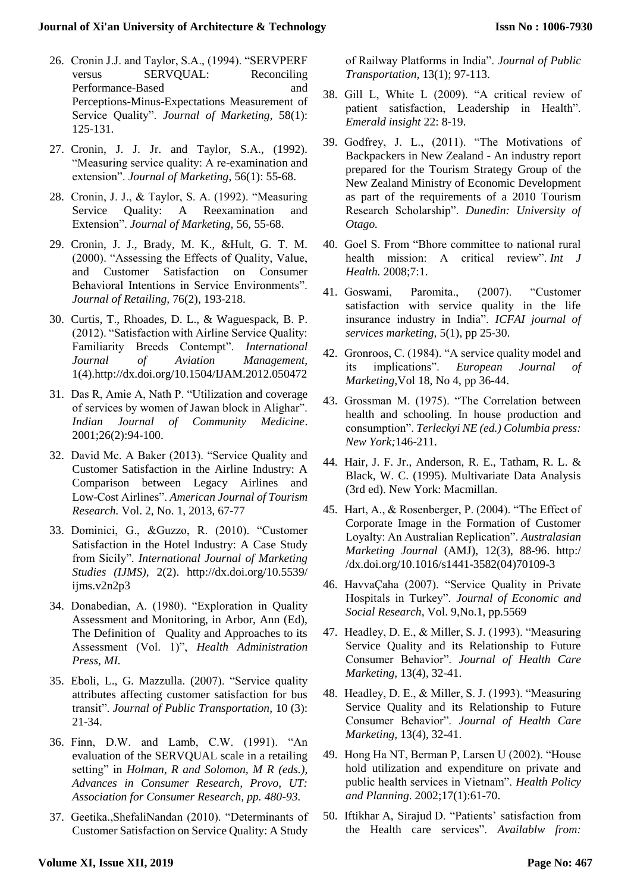26. Cronin J.J. and Taylor, S.A., (1994). "SERVPERF versus SERVQUAL: Reconciling Performance-Based and Perceptions-Minus-Expectations Measurement of Service Quality". *Journal of Marketing*, 58(1): 125-131.

27. Cronin, J. J. Jr. and Taylor, S.A., (1992). "Measuring service quality: A re-examination and extension". *Journal of Marketing,* 56(1): 55-68.

28. Cronin, J. J., & Taylor, S. A. (1992). "Measuring Service Quality: A Reexamination and Extension". *Journal of Marketing,* 56, 55-68.

29. Cronin, J. J., Brady, M. K., &Hult, G. T. M. (2000). "Assessing the Effects of Quality, Value, and Customer Satisfaction on Consumer Behavioral Intentions in Service Environments". *Journal of Retailing,* 76(2), 193-218.

30. Curtis, T., Rhoades, D. L., & Waguespack, B. P. (2012). "Satisfaction with Airline Service Quality: Familiarity Breeds Contempt". *International Journal of Aviation Management,* 1(4).http://dx.doi.org/10.1504/IJAM.2012.050472

31. Das R, Amie A, Nath P. "Utilization and coverage of services by women of Jawan block in Alighar". *Indian Journal of Community Medicine*. 2001;26(2):94-100.

32. David Mc. A Baker (2013). "Service Quality and Customer Satisfaction in the Airline Industry: A Comparison between Legacy Airlines and Low-Cost Airlines". *American Journal of Tourism Research.* Vol. 2, No. 1, 2013, 67-77

33. Dominici, G., &Guzzo, R. (2010). "Customer Satisfaction in the Hotel Industry: A Case Study from Sicily". *International Journal of Marketing Studies (IJMS),* 2(2). http://dx.doi.org/10.5539/ijms.v2n2p3

34. Donabedian, A. (1980). "Exploration in Quality Assessment and Monitoring, in Arbor, Ann (Ed), The Definition of Quality and Approaches to its Assessment (Vol. 1)", *Health Administration Press, MI.*

35. Eboli, L., G. Mazzulla. (2007). "Service quality attributes affecting customer satisfaction for bus transit". *Journal of Public Transportation*, 10 (3): 21-34.

36. Finn, D.W. and Lamb, C.W. (1991). "An evaluation of the SERVQUAL scale in a retailing setting" in *Holman, R and Solomon, M R (eds.), Advances in Consumer Research, Provo, UT: Association for Consumer Research, pp. 480-93.*

37. Geetika.,ShefaliNandan (2010). "Determinants of Customer Satisfaction on Service Quality: A Study of Railway Platforms in India". *Journal of Public Transportation,* 13(1); 97-113.

38. Gill L, White L (2009). "A critical review of patient satisfaction, Leadership in Health". *Emerald insight* 22: 8-19.

39. Godfrey, J. L., (2011). "The Motivations of Backpackers in New Zealand - An industry report prepared for the Tourism Strategy Group of the New Zealand Ministry of Economic Development as part of the requirements of a 2010 Tourism Research Scholarship". *Dunedin: University of Otago.*

40. Goel S. From "Bhore committee to national rural health mission: A critical review". *Int J Health.* 2008;7:1.

41. Goswami, Paromita., (2007). "Customer satisfaction with service quality in the life insurance industry in India". *ICFAI journal of services marketing,* 5(1), pp 25-30.

42. Gronroos, C. (1984). "A service quality model and its implications". *European Journal of Marketing,*Vol 18, No 4, pp 36-44.

43. Grossman M. (1975). "The Correlation between health and schooling. In house production and consumption". *Terleckyi NE (ed.) Columbia press: New York;*146-211.

44. Hair, J. F. Jr., Anderson, R. E., Tatham, R. L. & Black, W. C. (1995). Multivariate Data Analysis (3rd ed). New York: Macmillan.

45. Hart, A., & Rosenberger, P. (2004). "The Effect of Corporate Image in the Formation of Customer Loyalty: An Australian Replication". *Australasian Marketing Journal* (AMJ), 12(3), 88-96. http://dx.doi.org/10.1016/s1441-3582(04)70109-3

46. HavvaÇaha (2007). "Service Quality in Private Hospitals in Turkey". *Journal of Economic and Social Research*, Vol. 9,No.1, pp.5569

47. Headley, D. E., & Miller, S. J. (1993). "Measuring Service Quality and its Relationship to Future Consumer Behavior". *Journal of Health Care Marketing,* 13(4), 32-41.

48. Headley, D. E., & Miller, S. J. (1993). "Measuring Service Quality and its Relationship to Future Consumer Behavior". *Journal of Health Care Marketing,* 13(4), 32-41.

49. Hong Ha NT, Berman P, Larsen U (2002). "House hold utilization and expenditure on private and public health services in Vietnam". *Health Policy and Planning*. 2002;17(1):61-70.

50. Iftikhar A, Sirajud D. "Patients' satisfaction from the Health care services". *Availablw from:*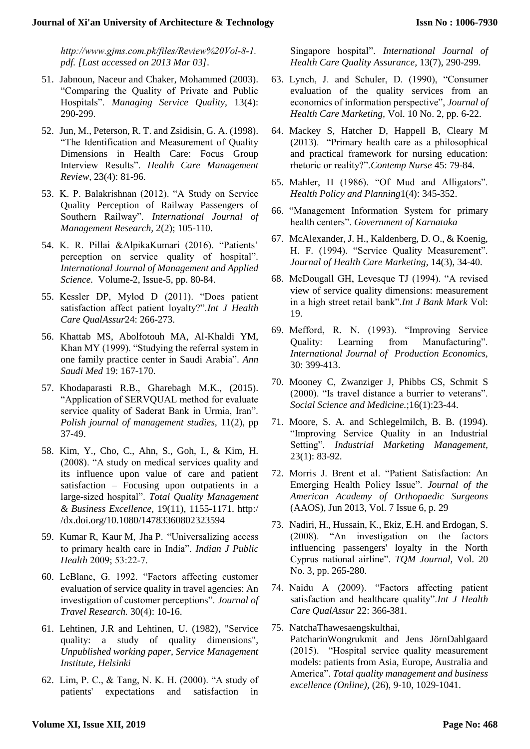*http://www.gjms.com.pk/files/Review%20Vol-8-1.pdf. [Last accessed on 2013 Mar 03].*

51. Jabnoun, Naceur and Chaker, Mohammed (2003). "Comparing the Quality of Private and Public Hospitals". *Managing Service Quality*, 13(4): 290-299.

52. Jun, M., Peterson, R. T. and Zsidisin, G. A. (1998). "The Identification and Measurement of Quality Dimensions in Health Care: Focus Group Interview Results". *Health Care Management Review*, 23(4): 81-96.

53. K. P. Balakrishnan (2012). "A Study on Service Quality Perception of Railway Passengers of Southern Railway". *International Journal of Management Research,* 2(2); 105-110.

54. K. R. Pillai &AlpikaKumari (2016). "Patients' perception on service quality of hospital". *International Journal of Management and Applied Science.* Volume-2, Issue-5, pp. 80-84.

55. Kessler DP, Mylod D (2011). "Does patient satisfaction affect patient loyalty?".*Int J Health Care QualAssur*24: 266-273.

56. Khattab MS, Abolfotouh MA, Al-Khaldi YM, Khan MY (1999). "Studying the referral system in one family practice center in Saudi Arabia". *Ann Saudi Med* 19: 167-170.

57. Khodaparasti R.B., Gharebagh M.K., (2015). "Application of SERVQUAL method for evaluate service quality of Saderat Bank in Urmia, Iran". *Polish journal of management studies,* 11(2), pp 37-49.

58. Kim, Y., Cho, C., Ahn, S., Goh, I., & Kim, H. (2008). "A study on medical services quality and its influence upon value of care and patient satisfaction – Focusing upon outpatients in a large-sized hospital". *Total Quality Management & Business Excellence,* 19(11), 1155-1171. http://dx.doi.org/10.1080/14783360802323594

59. Kumar R, Kaur M, Jha P. "Universalizing access to primary health care in India". *Indian J Public Health* 2009; 53:22-7.

60. LeBlanc, G. 1992. "Factors affecting customer evaluation of service quality in travel agencies: An investigation of customer perceptions". *Journal of Travel Research.* 30(4): 10-16.

61. Lehtinen, J.R and Lehtinen, U. (1982), "Service quality: a study of quality dimensions", *Unpublished working paper, Service Management Institute, Helsinki*

62. Lim, P. C., & Tang, N. K. H. (2000). "A study of patients' expectations and satisfaction in Singapore hospital". *International Journal of Health Care Quality Assurance,* 13(7), 290-299.

63. Lynch, J. and Schuler, D. (1990), "Consumer evaluation of the quality services from an economics of information perspective", *Journal of Health Care Marketing*, Vol. 10 No. 2, pp. 6-22.

64. Mackey S, Hatcher D, Happell B, Cleary M (2013). "Primary health care as a philosophical and practical framework for nursing education: rhetoric or reality?".*Contemp Nurse* 45: 79-84.

65. Mahler, H (1986). "Of Mud and Alligators". *Health Policy and Planning*1(4): 345-352.

66. "Management Information System for primary health centers". *Government of Karnataka*

67. McAlexander, J. H., Kaldenberg, D. O., & Koenig, H. F. (1994). "Service Quality Measurement". *Journal of Health Care Marketing*, 14(3), 34-40.

68. McDougall GH, Levesque TJ (1994). "A revised view of service quality dimensions: measurement in a high street retail bank".*Int J Bank Mark* Vol: 19.

69. Mefford, R. N. (1993). "Improving Service Quality: Learning from Manufacturing". *International Journal of Production Economics,* 30: 399-413.

70. Mooney C, Zwanziger J, Phibbs CS, Schmit S (2000). "Is travel distance a burrier to veterans". *Social Science and Medicine.*;16(1):23-44.

71. Moore, S. A. and Schlegelmilch, B. B. (1994). "Improving Service Quality in an Industrial Setting". *Industrial Marketing Management,* 23(1): 83-92.

72. Morris J. Brent et al. "Patient Satisfaction: An Emerging Health Policy Issue". *Journal of the American Academy of Orthopaedic Surgeons* (AAOS), Jun 2013, Vol. 7 Issue 6, p. 29

73. Nadiri, H., Hussain, K., Ekiz, E.H. and Erdogan, S. (2008). "An investigation on the factors influencing passengers' loyalty in the North Cyprus national airline". *TQM Journal,* Vol. 20 No. 3, pp. 265-280.

74. Naidu A (2009). "Factors affecting patient satisfaction and healthcare quality".*Int J Health Care QualAssur* 22: 366-381.

75. NatchaThawesaengskulthai, PatcharinWongrukmit and Jens JörnDahlgaard (2015). "Hospital service quality measurement models: patients from Asia, Europe, Australia and America". *Total quality management and business excellence (Online)*, (26), 9-10, 1029-1041.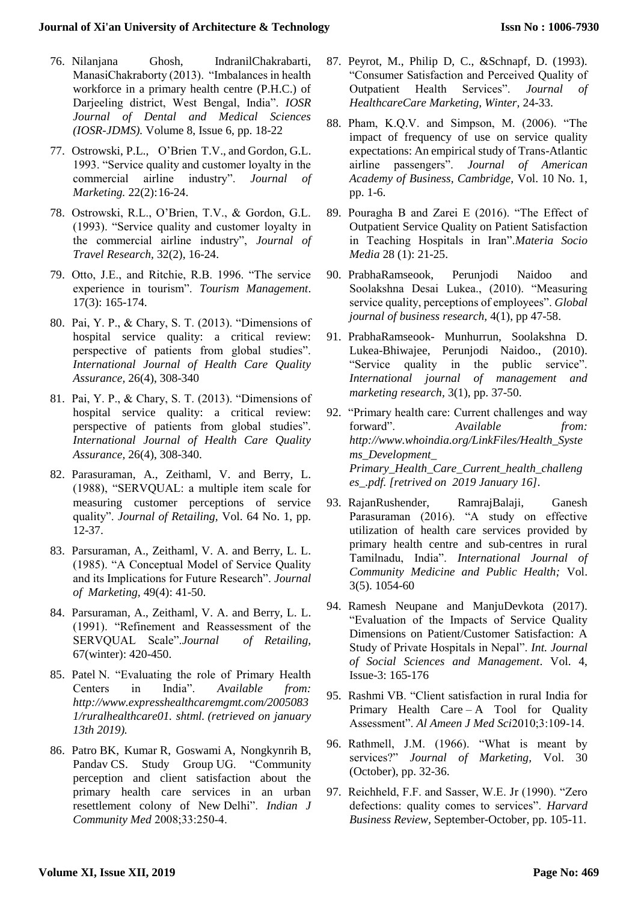76. Nilanjana Ghosh, IndranilChakrabarti, ManasiChakraborty (2013). "Imbalances in health workforce in a primary health centre (P.H.C.) of Darjeeling district, West Bengal, India". *IOSR Journal of Dental and Medical Sciences (IOSR-JDMS).* Volume 8, Issue 6, pp. 18-22

77. Ostrowski, P.L., O'Brien T.V., and Gordon, G.L. 1993. "Service quality and customer loyalty in the commercial airline industry". *Journal of Marketing.* 22(2):16-24.

78. Ostrowski, R.L., O'Brien, T.V., & Gordon, G.L. (1993). "Service quality and customer loyalty in the commercial airline industry", *Journal of Travel Research,* 32(2), 16-24.

79. Otto, J.E., and Ritchie, R.B. 1996. "The service experience in tourism". *Tourism Management*. 17(3): 165-174.

80. Pai, Y. P., & Chary, S. T. (2013). "Dimensions of hospital service quality: a critical review: perspective of patients from global studies". *International Journal of Health Care Quality Assurance,* 26(4), 308-340

81. Pai, Y. P., & Chary, S. T. (2013). "Dimensions of hospital service quality: a critical review: perspective of patients from global studies". *International Journal of Health Care Quality Assurance,* 26(4), 308-340.

82. Parasuraman, A., Zeithaml, V. and Berry, L. (1988), "SERVQUAL: a multiple item scale for measuring customer perceptions of service quality". *Journal of Retailing,* Vol. 64 No. 1, pp. 12-37.

83. Parsuraman, A., Zeithaml, V. A. and Berry, L. L. (1985). "A Conceptual Model of Service Quality and its Implications for Future Research". *Journal of Marketing,* 49(4): 41-50.

84. Parsuraman, A., Zeithaml, V. A. and Berry, L. L. (1991). "Refinement and Reassessment of the SERVQUAL Scale".*Journal of Retailing,* 67(winter): 420-450.

85. Patel N. "Evaluating the role of Primary Health Centers in India". *Available from: http://www.expresshealthcaremgmt.com/20050831/ruralhealthcare01. shtml. (retrieved on january 13th 2019).*

86. Patro BK, Kumar R, Goswami A, Nongkynrih B, Pandav CS. Study Group UG. "Community perception and client satisfaction about the primary health care services in an urban resettlement colony of New Delhi". *Indian J Community Med* 2008;33:250-4.

87. Peyrot, M., Philip D, C., &Schnapf, D. (1993). "Consumer Satisfaction and Perceived Quality of Outpatient Health Services". *Journal of HealthcareCare Marketing, Winter,* 24-33.

88. Pham, K.Q.V. and Simpson, M. (2006). "The impact of frequency of use on service quality expectations: An empirical study of Trans-Atlantic airline passengers". *Journal of American Academy of Business, Cambridge,* Vol. 10 No. 1, pp. 1-6.

89. Pouragha B and Zarei E (2016). "The Effect of Outpatient Service Quality on Patient Satisfaction in Teaching Hospitals in Iran".*Materia Socio Media* 28 (1): 21-25.

90. PrabhaRamseook, Perunjodi Naidoo and Soolakshna Desai Lukea., (2010). "Measuring service quality, perceptions of employees". *Global journal of business research,* 4(1), pp 47-58.

91. PrabhaRamseook- Munhurrun, Soolakshna D. Lukea-Bhiwajee, Perunjodi Naidoo., (2010). "Service quality in the public service". *International journal of management and marketing research,* 3(1), pp. 37-50.

92. "Primary health care: Current challenges and way forward". *Available from: http://www.whoindia.org/LinkFiles/Health_Systems_Development_ Primary_Health_Care_Current_health_challenges_.pdf. [retrived on 2019 January 16].*

93. RajanRushender, RamrajBalaji, Ganesh Parasuraman (2016). "A study on effective utilization of health care services provided by primary health centre and sub-centres in rural Tamilnadu, India". *International Journal of Community Medicine and Public Health;* Vol. 3(5). 1054-60

94. Ramesh Neupane and ManjuDevkota (2017). "Evaluation of the Impacts of Service Quality Dimensions on Patient/Customer Satisfaction: A Study of Private Hospitals in Nepal". *Int. Journal of Social Sciences and Management*. Vol. 4, Issue-3: 165-176

95. Rashmi VB. "Client satisfaction in rural India for Primary Health Care – A Tool for Quality Assessment". *Al Ameen J Med Sci*2010;3:109-14.

96. Rathmell, J.M. (1966). "What is meant by services?" *Journal of Marketing,* Vol. 30 (October), pp. 32-36.

97. Reichheld, F.F. and Sasser, W.E. Jr (1990). "Zero defections: quality comes to services". *Harvard Business Review,* September-October, pp. 105-11.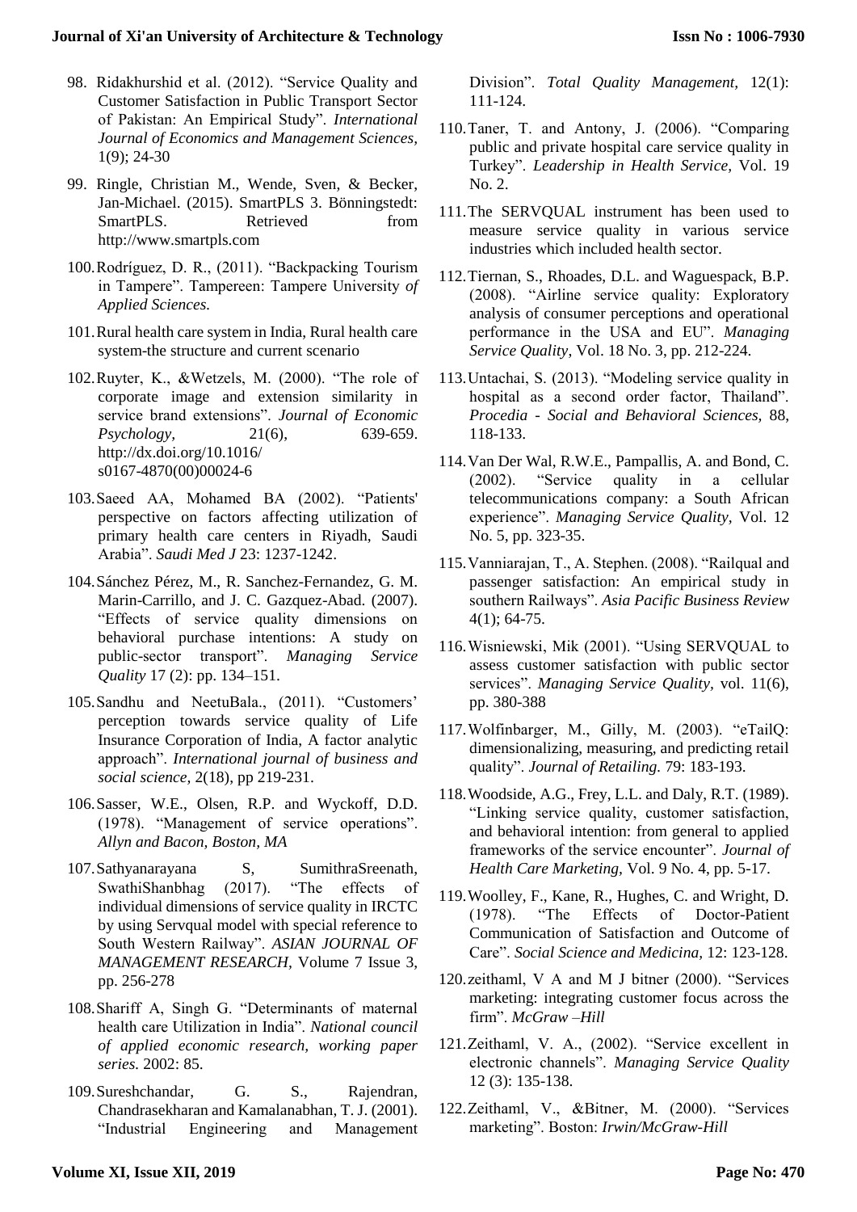98. Ridakhurshid et al. (2012). "Service Quality and Customer Satisfaction in Public Transport Sector of Pakistan: An Empirical Study". *International Journal of Economics and Management Sciences,* 1(9); 24-30

99. Ringle, Christian M., Wende, Sven, & Becker, Jan-Michael. (2015). SmartPLS 3. Bönningstedt: SmartPLS. Retrieved from http://www.smartpls.com

100. Rodríguez, D. R., (2011). "Backpacking Tourism in Tampere". Tampereen: Tampere University *of Applied Sciences.*

101. Rural health care system in India, Rural health care system-the structure and current scenario

102. Ruyter, K., &Wetzels, M. (2000). "The role of corporate image and extension similarity in service brand extensions". *Journal of Economic Psychology,* 21(6), 639-659. http://dx.doi.org/10.1016/ s0167-4870(00)00024-6

103. Saeed AA, Mohamed BA (2002). "Patients' perspective on factors affecting utilization of primary health care centers in Riyadh, Saudi Arabia". *Saudi Med J* 23: 1237-1242.

104. Sánchez Pérez, M., R. Sanchez-Fernandez, G. M. Marin-Carrillo, and J. C. Gazquez-Abad. (2007). "Effects of service quality dimensions on behavioral purchase intentions: A study on public-sector transport". *Managing Service Quality* 17 (2): pp. 134–151.

105. Sandhu and NeetuBala., (2011). "Customers' perception towards service quality of Life Insurance Corporation of India, A factor analytic approach". *International journal of business and social science,* 2(18), pp 219-231.

106. Sasser, W.E., Olsen, R.P. and Wyckoff, D.D. (1978). "Management of service operations". *Allyn and Bacon, Boston, MA*

107. Sathyanarayana S, SumithraSreenath, SwathiShanbhag (2017). "The effects of individual dimensions of service quality in IRCTC by using Servqual model with special reference to South Western Railway". *ASIAN JOURNAL OF MANAGEMENT RESEARCH,* Volume 7 Issue 3, pp. 256-278

108. Shariff A, Singh G. "Determinants of maternal health care Utilization in India". *National council of applied economic research, working paper series.* 2002: 85.

109. Sureshchandar, G. S., Rajendran, Chandrasekharan and Kamalanabhan, T. J. (2001). "Industrial Engineering and Management Division". *Total Quality Management,* 12(1): 111-124.

110. Taner, T. and Antony, J. (2006). "Comparing public and private hospital care service quality in Turkey". *Leadership in Health Service,* Vol. 19 No. 2.

111. The SERVQUAL instrument has been used to measure service quality in various service industries which included health sector.

112. Tiernan, S., Rhoades, D.L. and Waguespack, B.P. (2008). "Airline service quality: Exploratory analysis of consumer perceptions and operational performance in the USA and EU". *Managing Service Quality,* Vol. 18 No. 3, pp. 212-224.

113. Untachai, S. (2013). "Modeling service quality in hospital as a second order factor, Thailand". *Procedia - Social and Behavioral Sciences,* 88, 118-133.

114. Van Der Wal, R.W.E., Pampallis, A. and Bond, C. (2002). "Service quality in a cellular telecommunications company: a South African experience". *Managing Service Quality,* Vol. 12 No. 5, pp. 323-35.

115. Vanniarajan, T., A. Stephen. (2008). "Railqual and passenger satisfaction: An empirical study in southern Railways". *Asia Pacific Business Review* 4(1); 64-75.

116. Wisniewski, Mik (2001). "Using SERVQUAL to assess customer satisfaction with public sector services". *Managing Service Quality,* vol. 11(6), pp. 380-388

117. Wolfinbarger, M., Gilly, M. (2003). "eTailQ: dimensionalizing, measuring, and predicting retail quality". *Journal of Retailing.* 79: 183-193.

118. Woodside, A.G., Frey, L.L. and Daly, R.T. (1989). "Linking service quality, customer satisfaction, and behavioral intention: from general to applied frameworks of the service encounter". *Journal of Health Care Marketing,* Vol. 9 No. 4, pp. 5-17.

119. Woolley, F., Kane, R., Hughes, C. and Wright, D. (1978). "The Effects of Doctor-Patient Communication of Satisfaction and Outcome of Care". *Social Science and Medicina,* 12: 123-128.

120. zeithaml, V A and M J bitner (2000). "Services marketing: integrating customer focus across the firm". *McGraw –Hill*

121. Zeithaml, V. A., (2002). "Service excellent in electronic channels". *Managing Service Quality* 12 (3): 135-138.

122. Zeithaml, V., &Bitner, M. (2000). "Services marketing". Boston: *Irwin/McGraw-Hill*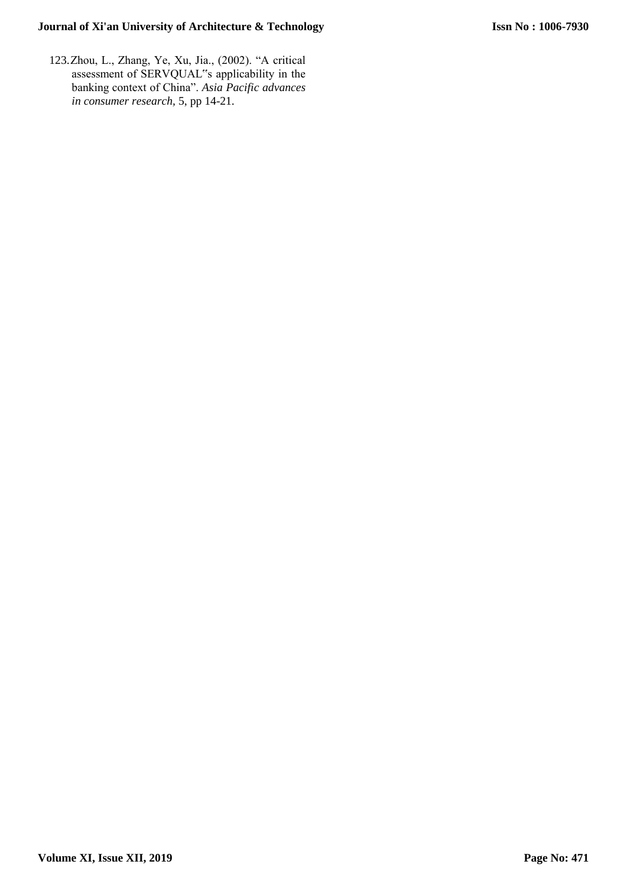123. Zhou, L., Zhang, Ye, Xu, Jia., (2002). "A critical assessment of SERVQUAL"s applicability in the banking context of China". *Asia Pacific advances in consumer research*, 5, pp 14-21.